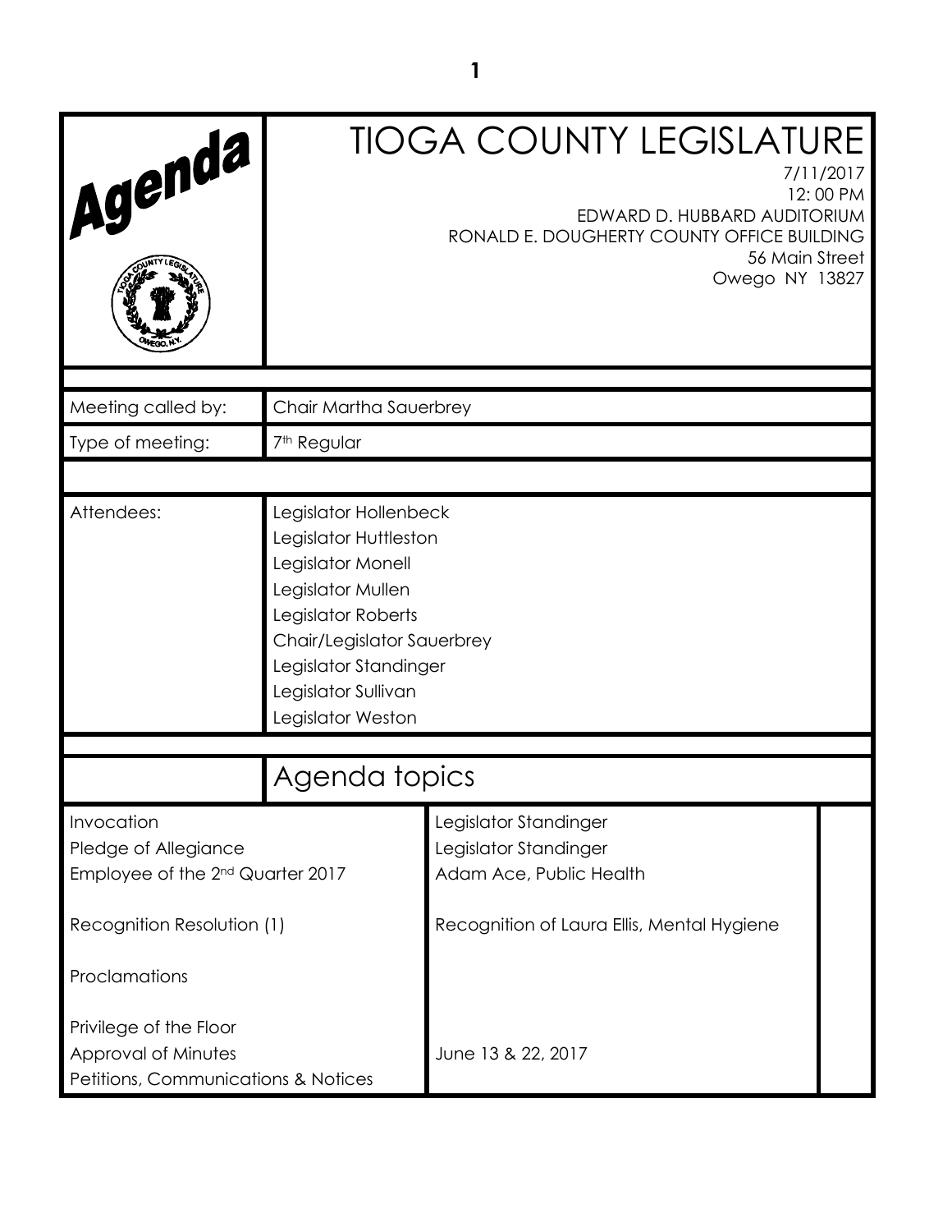# TIOGA COUNTY LEGISLATURE

7/11/2017
12:00 PM
EDWARD D. HUBBARD AUDITORIUM
RONALD E. DOUGHERTY COUNTY OFFICE BUILDING
56 Main Street
Owego NY 13827

Agenda

| | |
|---|---|
| Meeting called by: | Chair Martha Sauerbrey |
| Type of meeting: | 7th Regular |
| Attendees: | Legislator Hollenbeck<br>Legislator Huttleston<br>Legislator Monell<br>Legislator Mullen<br>Legislator Roberts<br>Chair/Legislator Sauerbrey<br>Legislator Standinger<br>Legislator Sullivan<br>Legislator Weston |

## Agenda topics

| | | |
|---|---|---|
| Invocation | Legislator Standinger | |
| Pledge of Allegiance | Legislator Standinger | |
| Employee of the 2nd Quarter 2017 | Adam Ace, Public Health | |
| Recognition Resolution (1) | Recognition of Laura Ellis, Mental Hygiene | |
| Proclamations | | |
| Privilege of the Floor | | |
| Approval of Minutes | June 13 & 22, 2017 | |
| Petitions, Communications & Notices | | |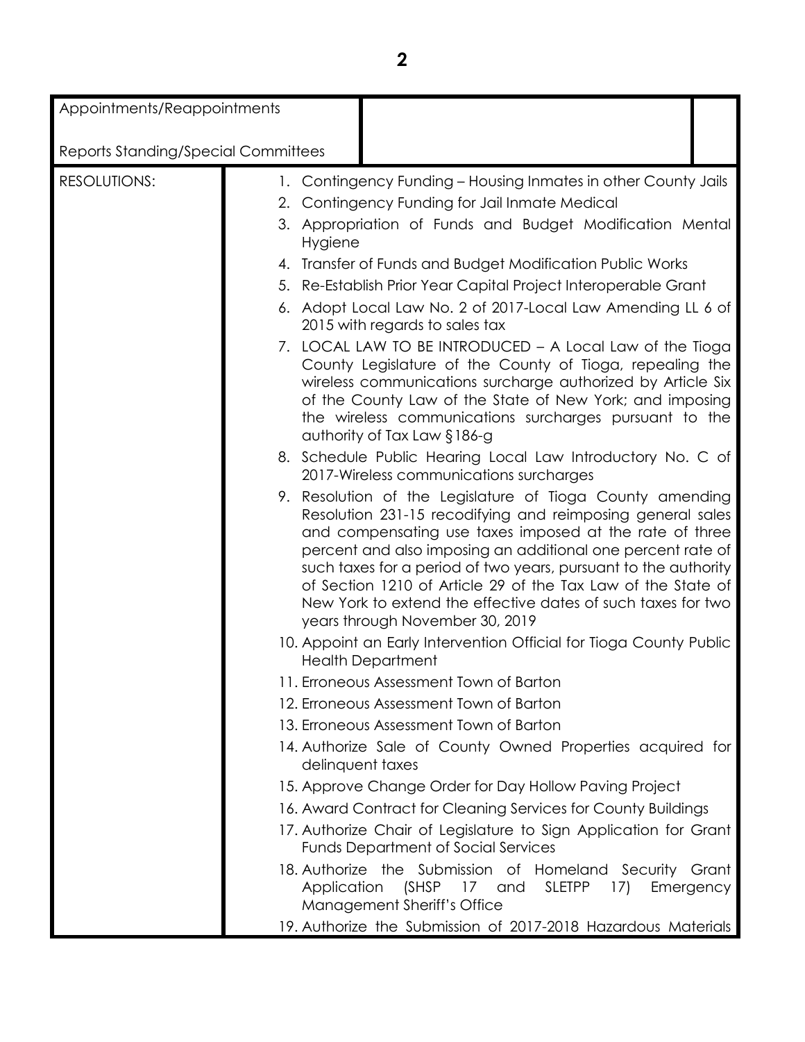| Appointments/Reappointments | | |
|---|---|---|
| Reports Standing/Special Committees | | |
| RESOLUTIONS: | 1. Contingency Funding – Housing Inmates in other County Jails<br>2. Contingency Funding for Jail Inmate Medical<br>3. Appropriation of Funds and Budget Modification Mental Hygiene<br>4. Transfer of Funds and Budget Modification Public Works<br>5. Re-Establish Prior Year Capital Project Interoperable Grant<br>6. Adopt Local Law No. 2 of 2017-Local Law Amending LL 6 of 2015 with regards to sales tax<br>7. LOCAL LAW TO BE INTRODUCED – A Local Law of the Tioga County Legislature of the County of Tioga, repealing the wireless communications surcharge authorized by Article Six of the County Law of the State of New York; and imposing the wireless communications surcharges pursuant to the authority of Tax Law §186-g<br>8. Schedule Public Hearing Local Law Introductory No. C of 2017-Wireless communications surcharges<br>9. Resolution of the Legislature of Tioga County amending Resolution 231-15 recodifying and reimposing general sales and compensating use taxes imposed at the rate of three percent and also imposing an additional one percent rate of such taxes for a period of two years, pursuant to the authority of Section 1210 of Article 29 of the Tax Law of the State of New York to extend the effective dates of such taxes for two years through November 30, 2019<br>10. Appoint an Early Intervention Official for Tioga County Public Health Department<br>11. Erroneous Assessment Town of Barton<br>12. Erroneous Assessment Town of Barton<br>13. Erroneous Assessment Town of Barton<br>14. Authorize Sale of County Owned Properties acquired for delinquent taxes<br>15. Approve Change Order for Day Hollow Paving Project<br>16. Award Contract for Cleaning Services for County Buildings<br>17. Authorize Chair of Legislature to Sign Application for Grant Funds Department of Social Services<br>18. Authorize the Submission of Homeland Security Grant Application (SHSP 17 and SLETPP 17) Emergency Management Sheriff's Office<br>19. Authorize the Submission of 2017-2018 Hazardous Materials | |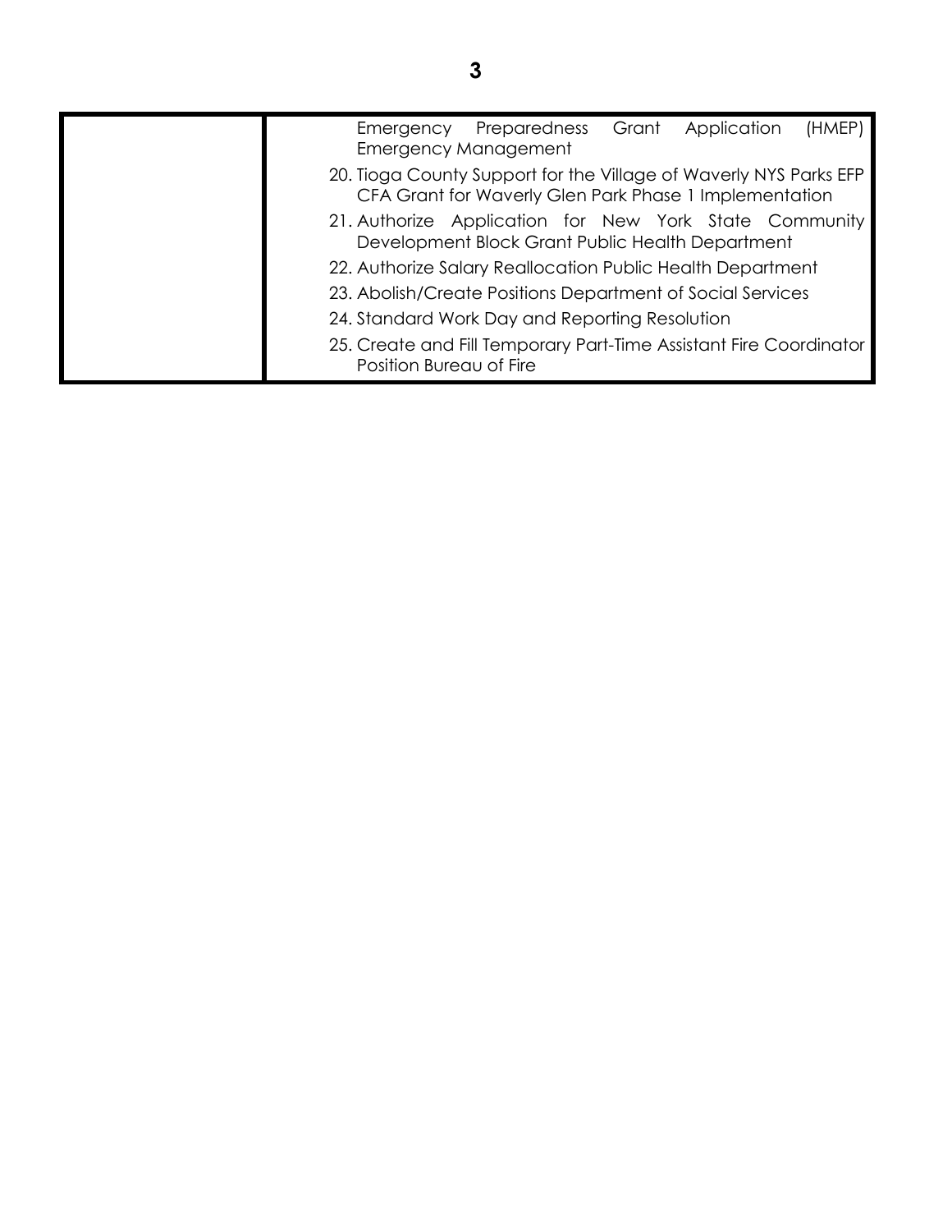|  | Emergency Preparedness Grant Application (HMEP) Emergency Management<br>20. Tioga County Support for the Village of Waverly NYS Parks EFP CFA Grant for Waverly Glen Park Phase 1 Implementation<br>21. Authorize Application for New York State Community Development Block Grant Public Health Department<br>22. Authorize Salary Reallocation Public Health Department<br>23. Abolish/Create Positions Department of Social Services<br>24. Standard Work Day and Reporting Resolution<br>25. Create and Fill Temporary Part-Time Assistant Fire Coordinator Position Bureau of Fire |
|---|---|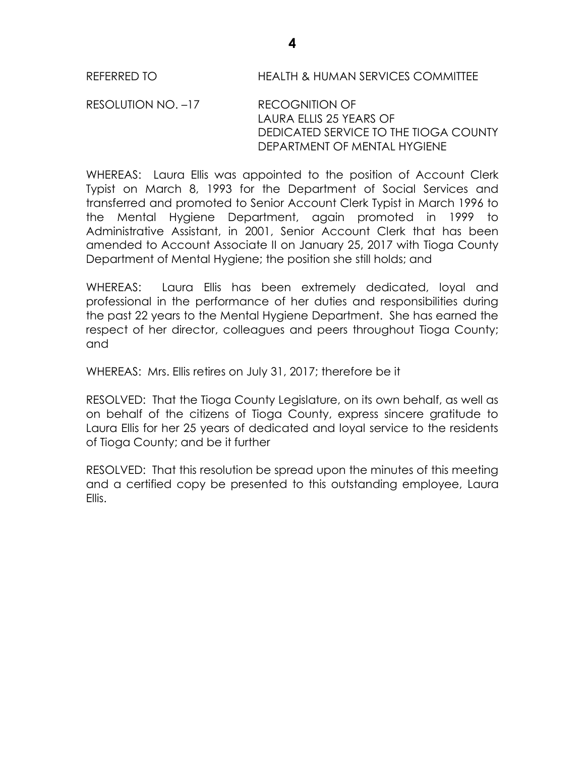REFERRED TO HEALTH & HUMAN SERVICES COMMITTEE

RESOLUTION NO. –17 RECOGNITION OF LAURA ELLIS 25 YEARS OF DEDICATED SERVICE TO THE TIOGA COUNTY DEPARTMENT OF MENTAL HYGIENE

WHEREAS: Laura Ellis was appointed to the position of Account Clerk Typist on March 8, 1993 for the Department of Social Services and transferred and promoted to Senior Account Clerk Typist in March 1996 to the Mental Hygiene Department, again promoted in 1999 to Administrative Assistant, in 2001, Senior Account Clerk that has been amended to Account Associate II on January 25, 2017 with Tioga County Department of Mental Hygiene; the position she still holds; and

WHEREAS: Laura Ellis has been extremely dedicated, loyal and professional in the performance of her duties and responsibilities during the past 22 years to the Mental Hygiene Department. She has earned the respect of her director, colleagues and peers throughout Tioga County; and

WHEREAS: Mrs. Ellis retires on July 31, 2017; therefore be it

RESOLVED: That the Tioga County Legislature, on its own behalf, as well as on behalf of the citizens of Tioga County, express sincere gratitude to Laura Ellis for her 25 years of dedicated and loyal service to the residents of Tioga County; and be it further

RESOLVED: That this resolution be spread upon the minutes of this meeting and a certified copy be presented to this outstanding employee, Laura Ellis.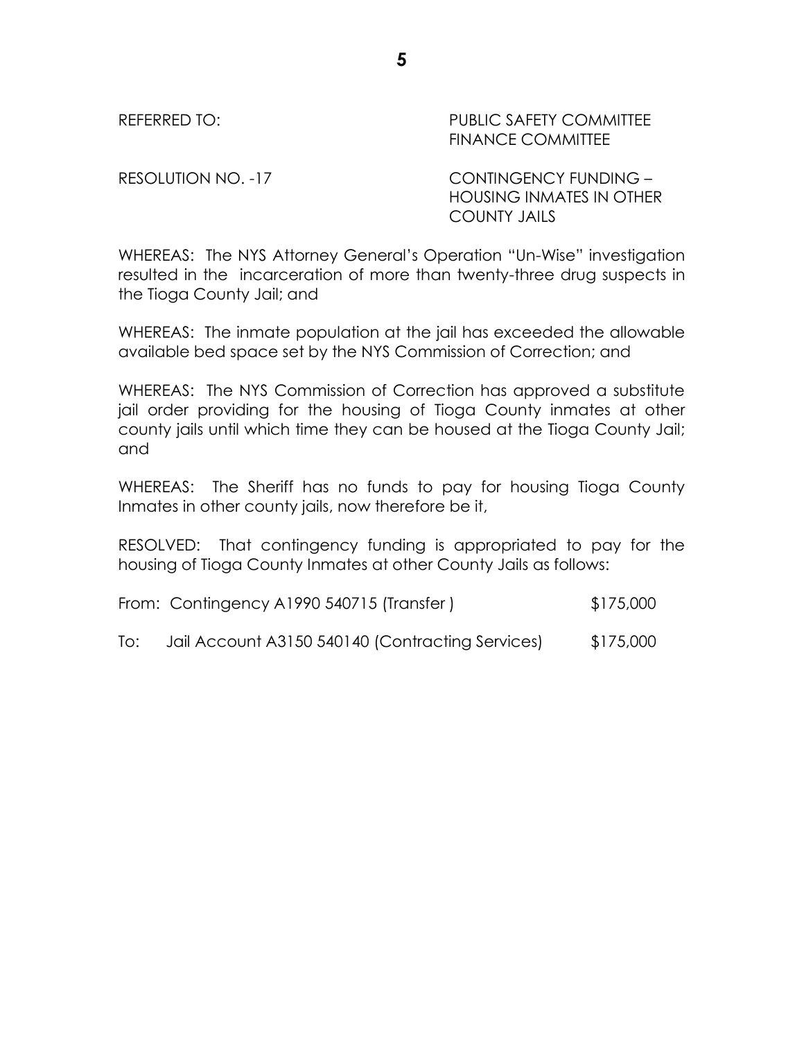REFERRED TO: PUBLIC SAFETY COMMITTEE
FINANCE COMMITTEE

RESOLUTION NO. -17 CONTINGENCY FUNDING – HOUSING INMATES IN OTHER COUNTY JAILS

WHEREAS: The NYS Attorney General's Operation "Un-Wise" investigation resulted in the incarceration of more than twenty-three drug suspects in the Tioga County Jail; and

WHEREAS: The inmate population at the jail has exceeded the allowable available bed space set by the NYS Commission of Correction; and

WHEREAS: The NYS Commission of Correction has approved a substitute jail order providing for the housing of Tioga County inmates at other county jails until which time they can be housed at the Tioga County Jail; and

WHEREAS: The Sheriff has no funds to pay for housing Tioga County Inmates in other county jails, now therefore be it,

RESOLVED: That contingency funding is appropriated to pay for the housing of Tioga County Inmates at other County Jails as follows:

From: Contingency A1990 540715 (Transfer ) $175,000

To: Jail Account A3150 540140 (Contracting Services) $175,000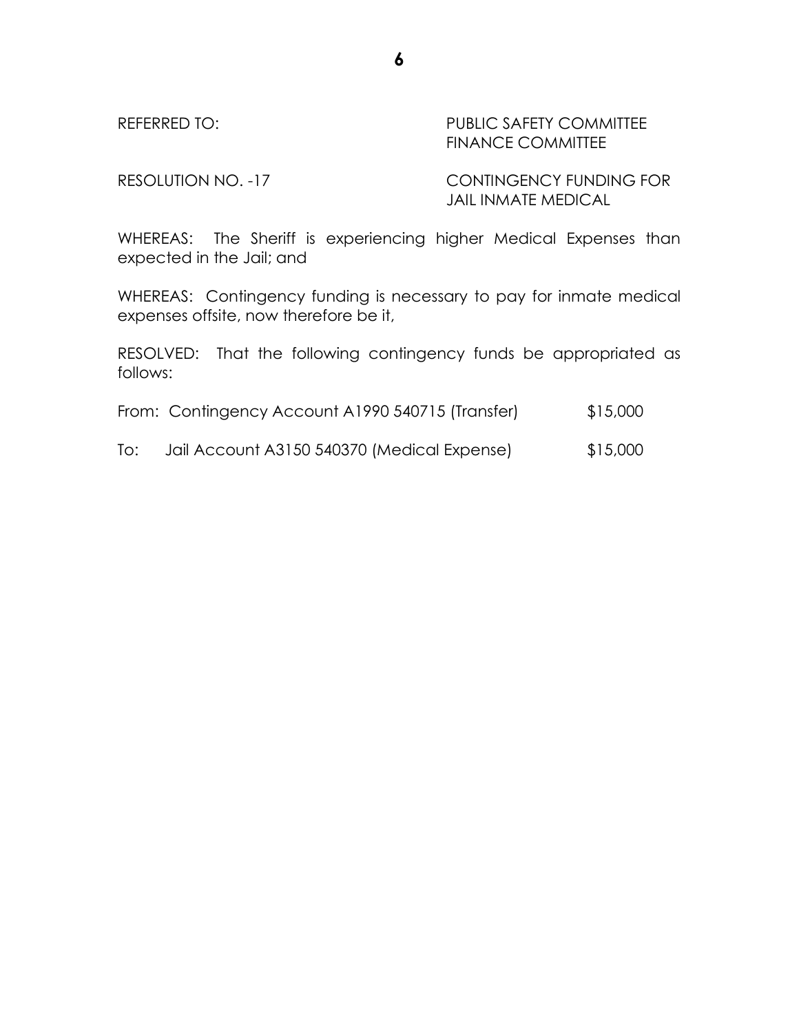REFERRED TO: PUBLIC SAFETY COMMITTEE
FINANCE COMMITTEE

RESOLUTION NO. -17 CONTINGENCY FUNDING FOR JAIL INMATE MEDICAL

WHEREAS: The Sheriff is experiencing higher Medical Expenses than expected in the Jail; and

WHEREAS: Contingency funding is necessary to pay for inmate medical expenses offsite, now therefore be it,

RESOLVED: That the following contingency funds be appropriated as follows:

From: Contingency Account A1990 540715 (Transfer) $15,000

To: Jail Account A3150 540370 (Medical Expense) $15,000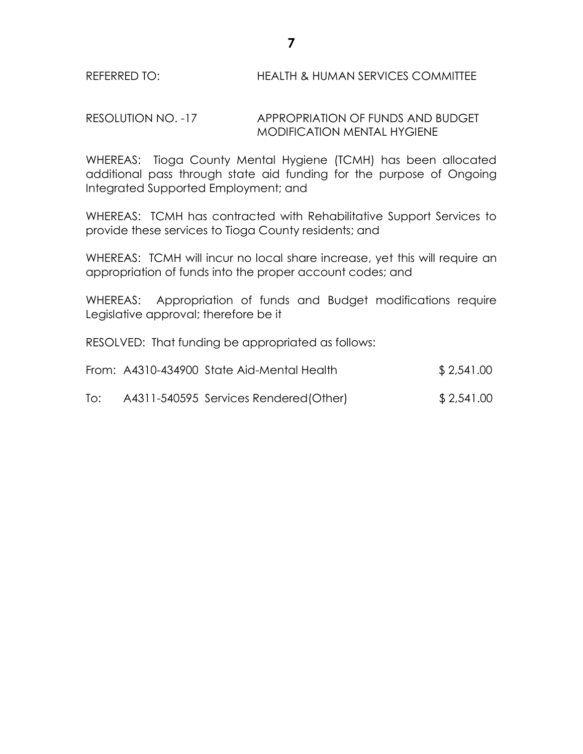REFERRED TO: HEALTH & HUMAN SERVICES COMMITTEE

RESOLUTION NO. -17 APPROPRIATION OF FUNDS AND BUDGET MODIFICATION MENTAL HYGIENE

WHEREAS: Tioga County Mental Hygiene (TCMH) has been allocated additional pass through state aid funding for the purpose of Ongoing Integrated Supported Employment; and

WHEREAS: TCMH has contracted with Rehabilitative Support Services to provide these services to Tioga County residents; and

WHEREAS: TCMH will incur no local share increase, yet this will require an appropriation of funds into the proper account codes; and

WHEREAS: Appropriation of funds and Budget modifications require Legislative approval; therefore be it

RESOLVED: That funding be appropriated as follows:

| | | |
|---|---|---|
| From: | A4310-434900 State Aid-Mental Health | $ 2,541.00 |
| To: | A4311-540595 Services Rendered(Other) | $ 2,541.00 |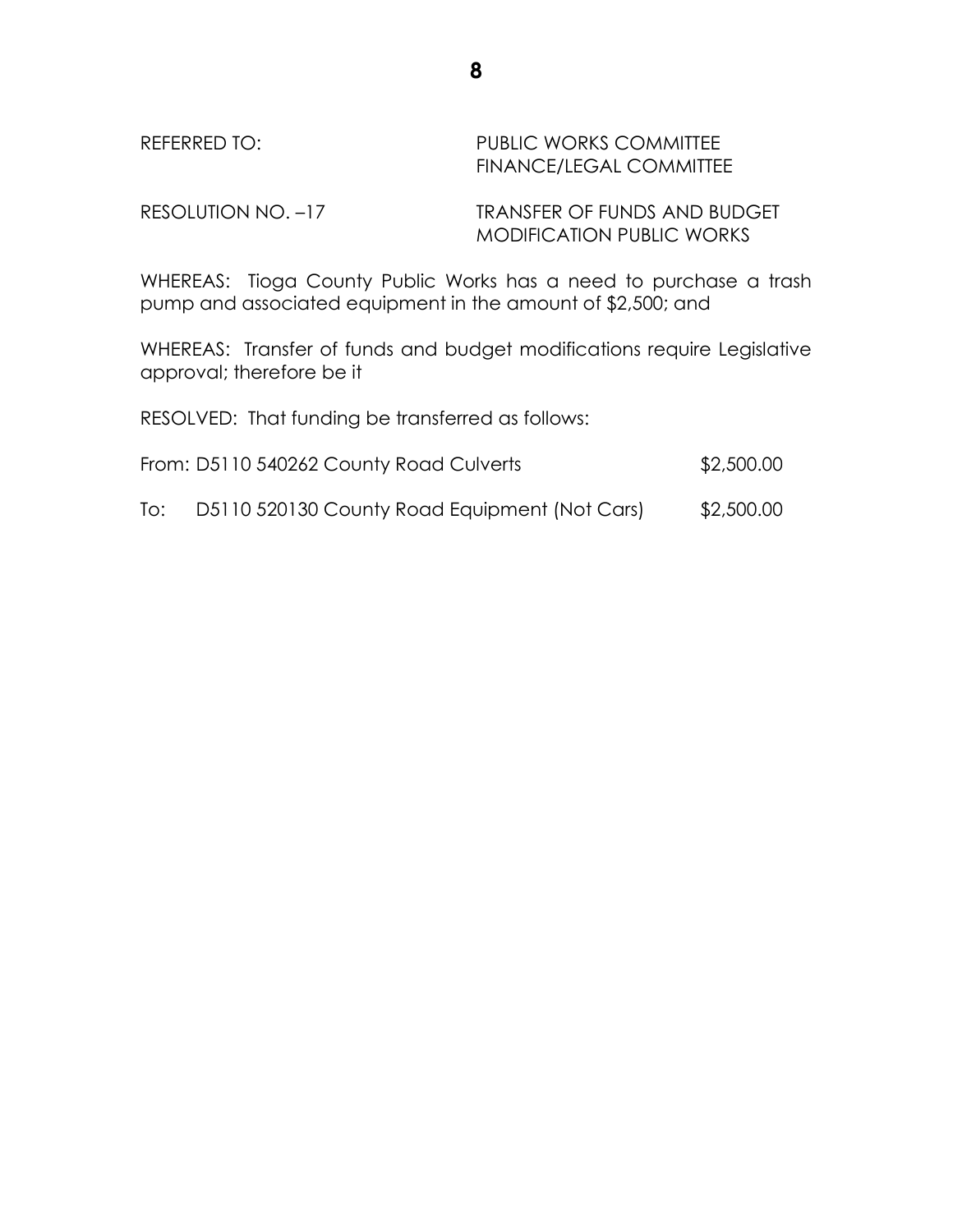REFERRED TO: PUBLIC WORKS COMMITTEE
FINANCE/LEGAL COMMITTEE

RESOLUTION NO. –17 TRANSFER OF FUNDS AND BUDGET MODIFICATION PUBLIC WORKS

WHEREAS: Tioga County Public Works has a need to purchase a trash pump and associated equipment in the amount of $2,500; and

WHEREAS: Transfer of funds and budget modifications require Legislative approval; therefore be it

RESOLVED: That funding be transferred as follows:

From: D5110 540262 County Road Culverts $2,500.00

To: D5110 520130 County Road Equipment (Not Cars) $2,500.00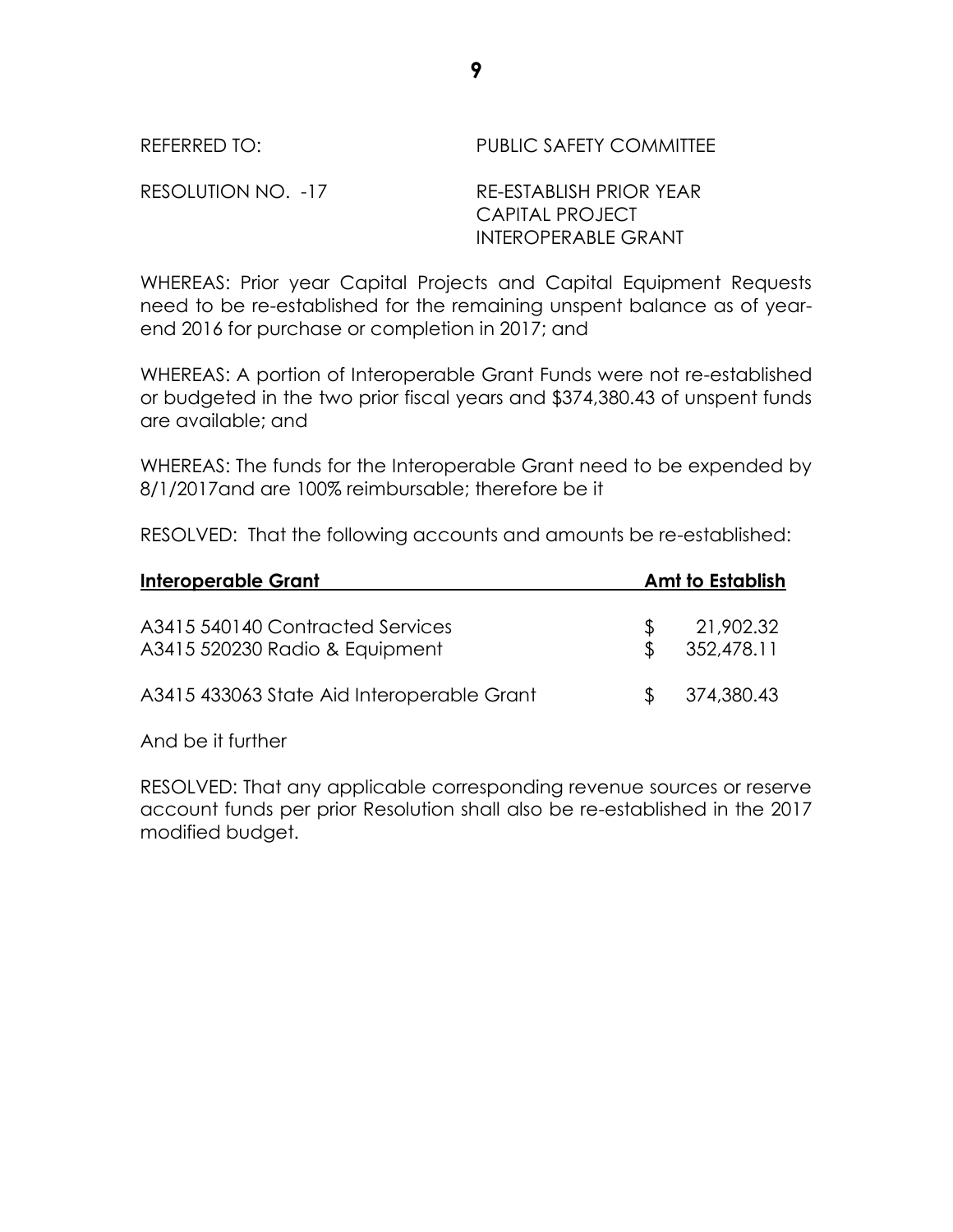REFERRED TO: PUBLIC SAFETY COMMITTEE

RESOLUTION NO. -17 RE-ESTABLISH PRIOR YEAR CAPITAL PROJECT INTEROPERABLE GRANT

WHEREAS: Prior year Capital Projects and Capital Equipment Requests need to be re-established for the remaining unspent balance as of year-end 2016 for purchase or completion in 2017; and

WHEREAS: A portion of Interoperable Grant Funds were not re-established or budgeted in the two prior fiscal years and $374,380.43 of unspent funds are available; and

WHEREAS: The funds for the Interoperable Grant need to be expended by 8/1/2017and are 100% reimbursable; therefore be it

RESOLVED: That the following accounts and amounts be re-established:

| **Interoperable Grant** | **Amt to Establish** |
|---|---|
| A3415 540140 Contracted Services | $ 21,902.32 |
| A3415 520230 Radio & Equipment | $ 352,478.11 |
| A3415 433063 State Aid Interoperable Grant | $ 374,380.43 |

And be it further

RESOLVED: That any applicable corresponding revenue sources or reserve account funds per prior Resolution shall also be re-established in the 2017 modified budget.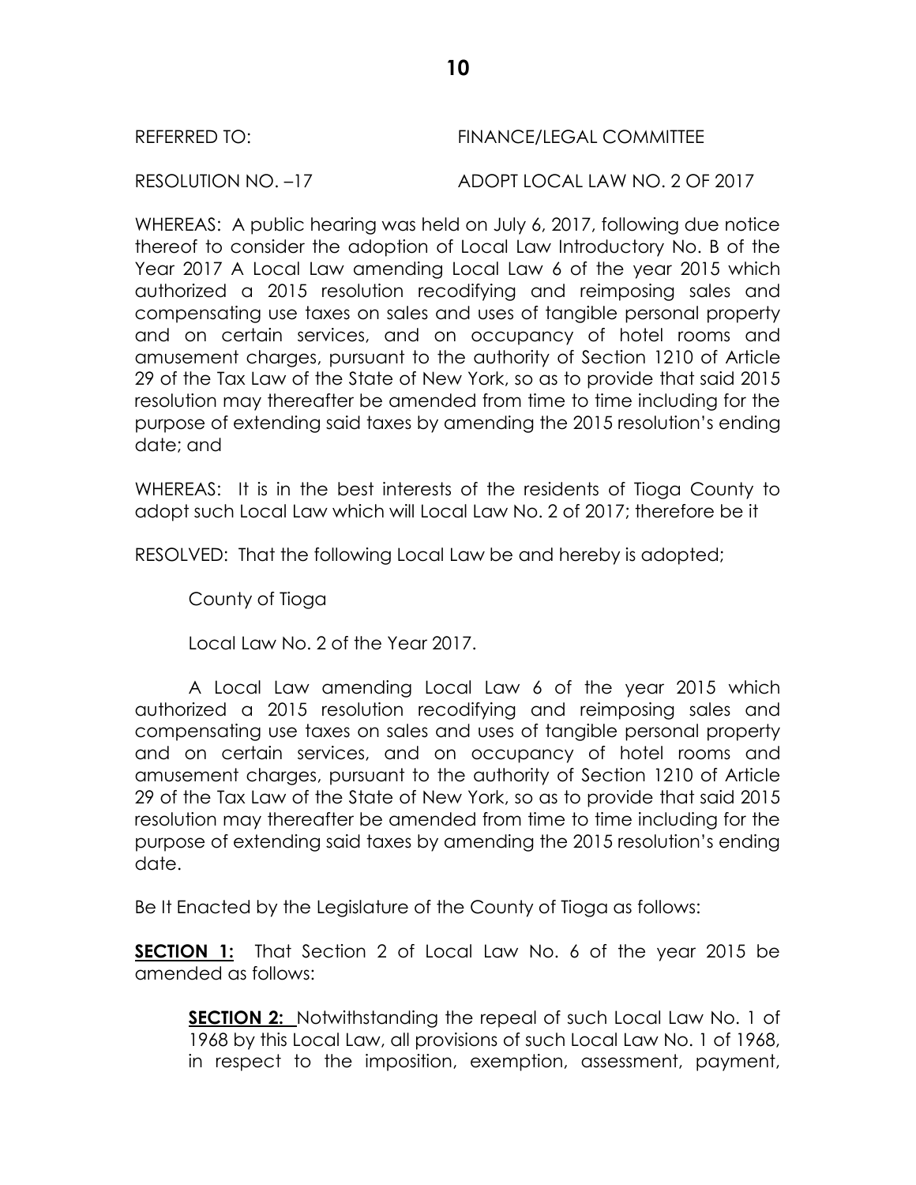REFERRED TO: FINANCE/LEGAL COMMITTEE

RESOLUTION NO. –17 ADOPT LOCAL LAW NO. 2 OF 2017

WHEREAS: A public hearing was held on July 6, 2017, following due notice thereof to consider the adoption of Local Law Introductory No. B of the Year 2017 A Local Law amending Local Law 6 of the year 2015 which authorized a 2015 resolution recodifying and reimposing sales and compensating use taxes on sales and uses of tangible personal property and on certain services, and on occupancy of hotel rooms and amusement charges, pursuant to the authority of Section 1210 of Article 29 of the Tax Law of the State of New York, so as to provide that said 2015 resolution may thereafter be amended from time to time including for the purpose of extending said taxes by amending the 2015 resolution's ending date; and

WHEREAS: It is in the best interests of the residents of Tioga County to adopt such Local Law which will Local Law No. 2 of 2017; therefore be it

RESOLVED: That the following Local Law be and hereby is adopted;

County of Tioga

Local Law No. 2 of the Year 2017.

A Local Law amending Local Law 6 of the year 2015 which authorized a 2015 resolution recodifying and reimposing sales and compensating use taxes on sales and uses of tangible personal property and on certain services, and on occupancy of hotel rooms and amusement charges, pursuant to the authority of Section 1210 of Article 29 of the Tax Law of the State of New York, so as to provide that said 2015 resolution may thereafter be amended from time to time including for the purpose of extending said taxes by amending the 2015 resolution's ending date.

Be It Enacted by the Legislature of the County of Tioga as follows:

**SECTION 1:** That Section 2 of Local Law No. 6 of the year 2015 be amended as follows:

> **SECTION 2:** Notwithstanding the repeal of such Local Law No. 1 of 1968 by this Local Law, all provisions of such Local Law No. 1 of 1968, in respect to the imposition, exemption, assessment, payment,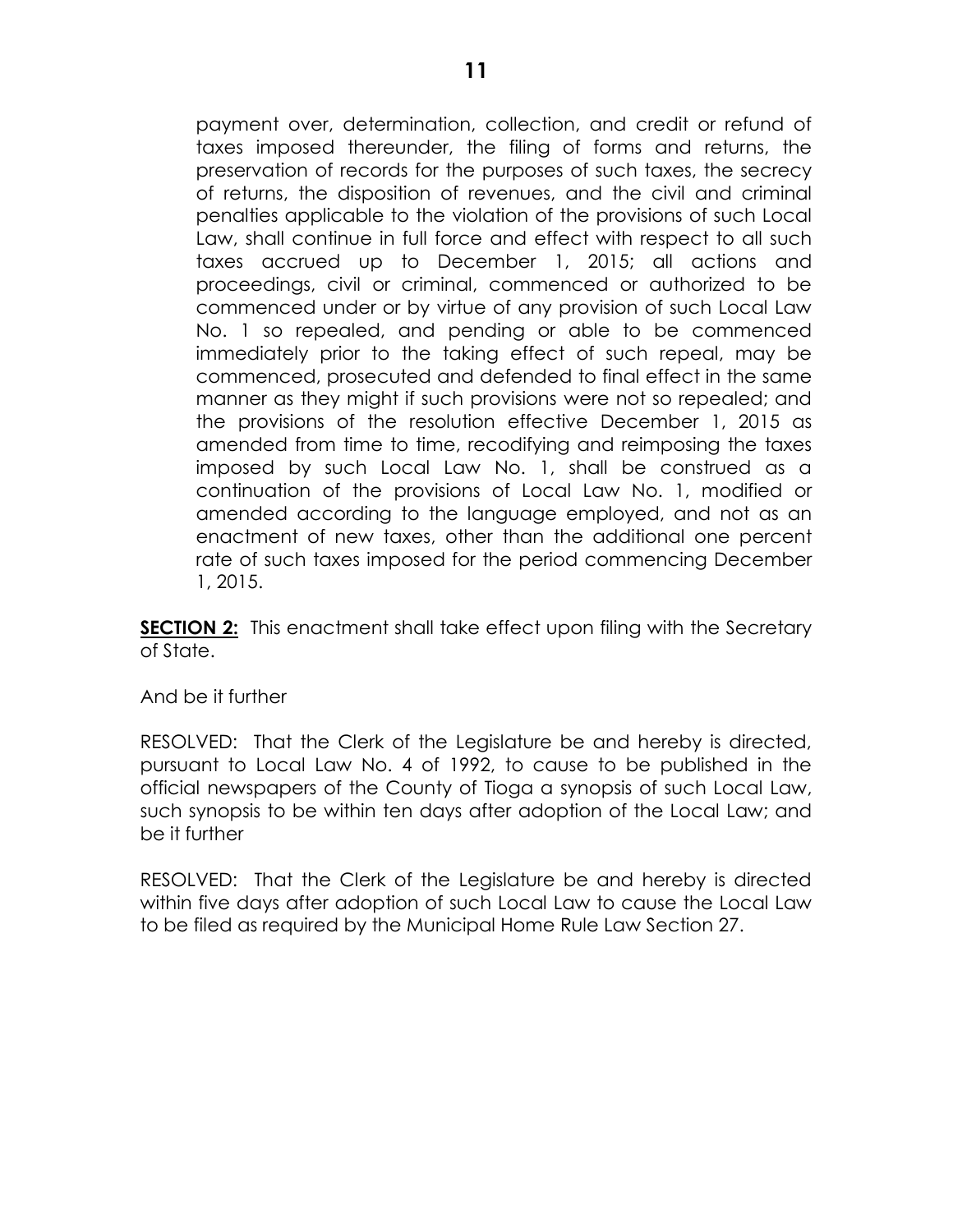payment over, determination, collection, and credit or refund of taxes imposed thereunder, the filing of forms and returns, the preservation of records for the purposes of such taxes, the secrecy of returns, the disposition of revenues, and the civil and criminal penalties applicable to the violation of the provisions of such Local Law, shall continue in full force and effect with respect to all such taxes accrued up to December 1, 2015; all actions and proceedings, civil or criminal, commenced or authorized to be commenced under or by virtue of any provision of such Local Law No. 1 so repealed, and pending or able to be commenced immediately prior to the taking effect of such repeal, may be commenced, prosecuted and defended to final effect in the same manner as they might if such provisions were not so repealed; and the provisions of the resolution effective December 1, 2015 as amended from time to time, recodifying and reimposing the taxes imposed by such Local Law No. 1, shall be construed as a continuation of the provisions of Local Law No. 1, modified or amended according to the language employed, and not as an enactment of new taxes, other than the additional one percent rate of such taxes imposed for the period commencing December 1, 2015.

**SECTION 2:** This enactment shall take effect upon filing with the Secretary of State.

And be it further

RESOLVED: That the Clerk of the Legislature be and hereby is directed, pursuant to Local Law No. 4 of 1992, to cause to be published in the official newspapers of the County of Tioga a synopsis of such Local Law, such synopsis to be within ten days after adoption of the Local Law; and be it further

RESOLVED: That the Clerk of the Legislature be and hereby is directed within five days after adoption of such Local Law to cause the Local Law to be filed as required by the Municipal Home Rule Law Section 27.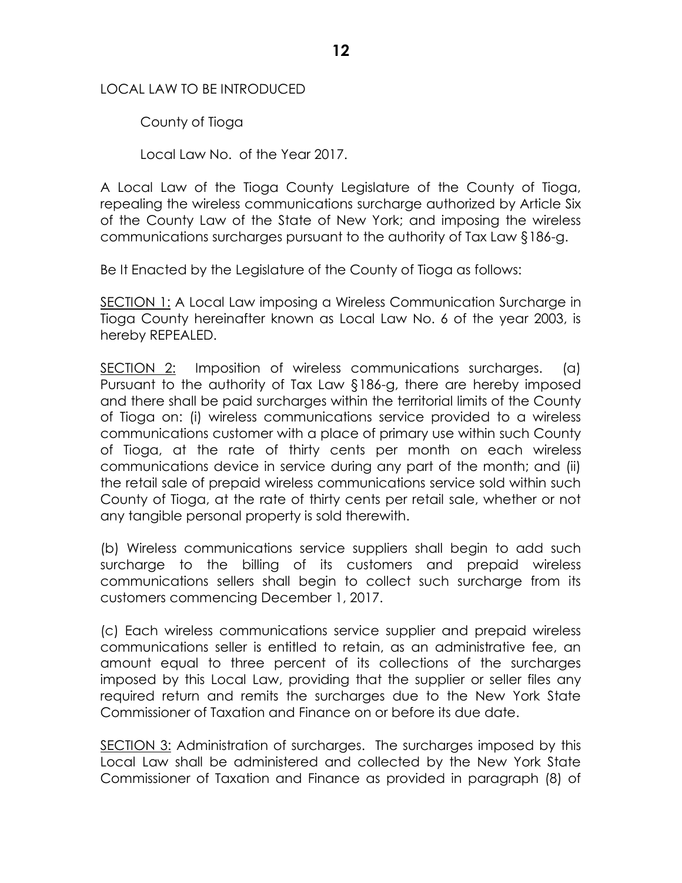LOCAL LAW TO BE INTRODUCED

County of Tioga

Local Law No. of the Year 2017.

A Local Law of the Tioga County Legislature of the County of Tioga, repealing the wireless communications surcharge authorized by Article Six of the County Law of the State of New York; and imposing the wireless communications surcharges pursuant to the authority of Tax Law §186-g.

Be It Enacted by the Legislature of the County of Tioga as follows:

<u>SECTION 1:</u> A Local Law imposing a Wireless Communication Surcharge in Tioga County hereinafter known as Local Law No. 6 of the year 2003, is hereby REPEALED.

<u>SECTION 2:</u> Imposition of wireless communications surcharges. (a) Pursuant to the authority of Tax Law §186-g, there are hereby imposed and there shall be paid surcharges within the territorial limits of the County of Tioga on: (i) wireless communications service provided to a wireless communications customer with a place of primary use within such County of Tioga, at the rate of thirty cents per month on each wireless communications device in service during any part of the month; and (ii) the retail sale of prepaid wireless communications service sold within such County of Tioga, at the rate of thirty cents per retail sale, whether or not any tangible personal property is sold therewith.

(b) Wireless communications service suppliers shall begin to add such surcharge to the billing of its customers and prepaid wireless communications sellers shall begin to collect such surcharge from its customers commencing December 1, 2017.

(c) Each wireless communications service supplier and prepaid wireless communications seller is entitled to retain, as an administrative fee, an amount equal to three percent of its collections of the surcharges imposed by this Local Law, providing that the supplier or seller files any required return and remits the surcharges due to the New York State Commissioner of Taxation and Finance on or before its due date.

<u>SECTION 3:</u> Administration of surcharges. The surcharges imposed by this Local Law shall be administered and collected by the New York State Commissioner of Taxation and Finance as provided in paragraph (8) of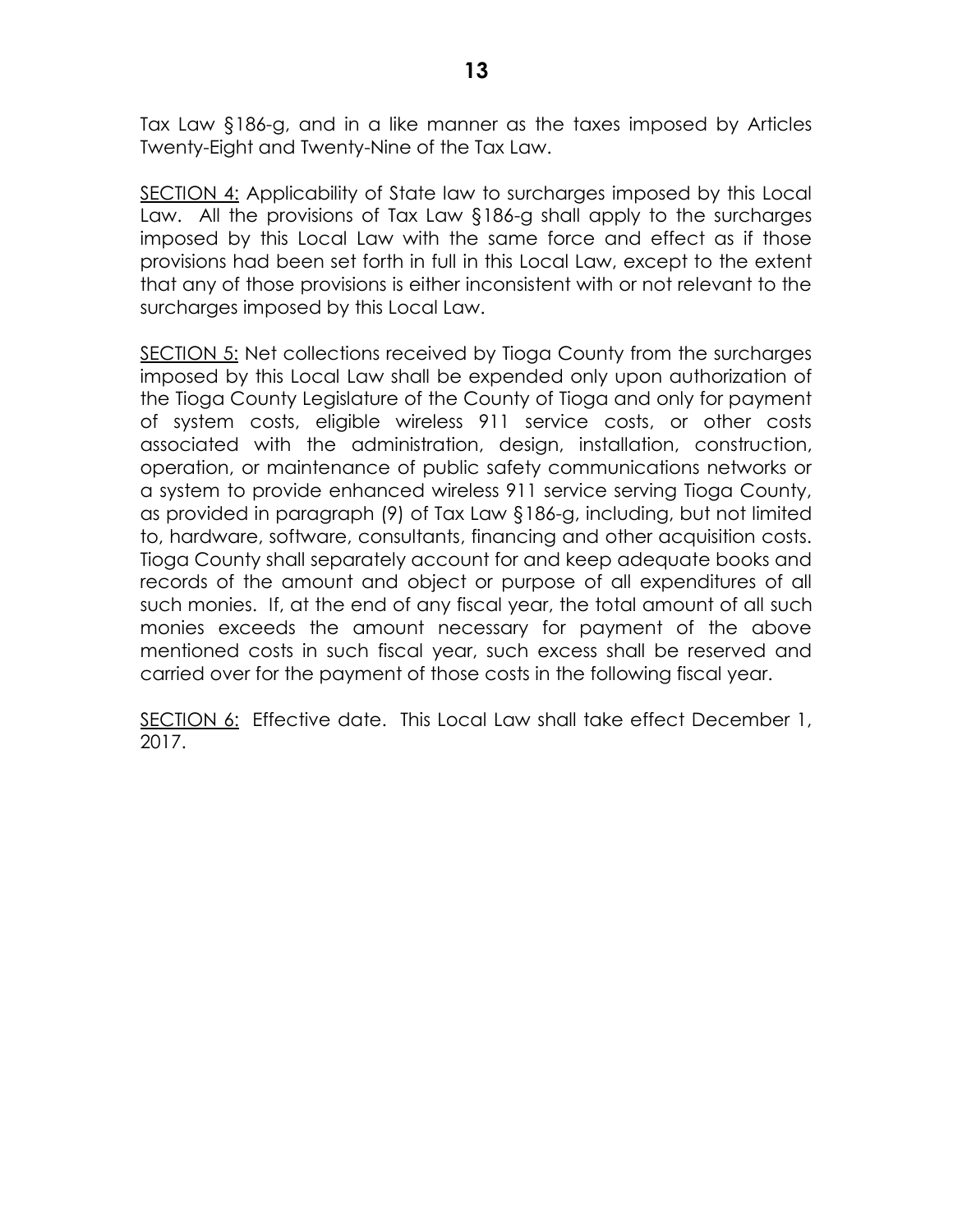Tax Law §186-g, and in a like manner as the taxes imposed by Articles Twenty-Eight and Twenty-Nine of the Tax Law.

<u>SECTION 4:</u> Applicability of State law to surcharges imposed by this Local Law. All the provisions of Tax Law §186-g shall apply to the surcharges imposed by this Local Law with the same force and effect as if those provisions had been set forth in full in this Local Law, except to the extent that any of those provisions is either inconsistent with or not relevant to the surcharges imposed by this Local Law.

<u>SECTION 5:</u> Net collections received by Tioga County from the surcharges imposed by this Local Law shall be expended only upon authorization of the Tioga County Legislature of the County of Tioga and only for payment of system costs, eligible wireless 911 service costs, or other costs associated with the administration, design, installation, construction, operation, or maintenance of public safety communications networks or a system to provide enhanced wireless 911 service serving Tioga County, as provided in paragraph (9) of Tax Law §186-g, including, but not limited to, hardware, software, consultants, financing and other acquisition costs. Tioga County shall separately account for and keep adequate books and records of the amount and object or purpose of all expenditures of all such monies. If, at the end of any fiscal year, the total amount of all such monies exceeds the amount necessary for payment of the above mentioned costs in such fiscal year, such excess shall be reserved and carried over for the payment of those costs in the following fiscal year.

<u>SECTION 6:</u> Effective date. This Local Law shall take effect December 1, 2017.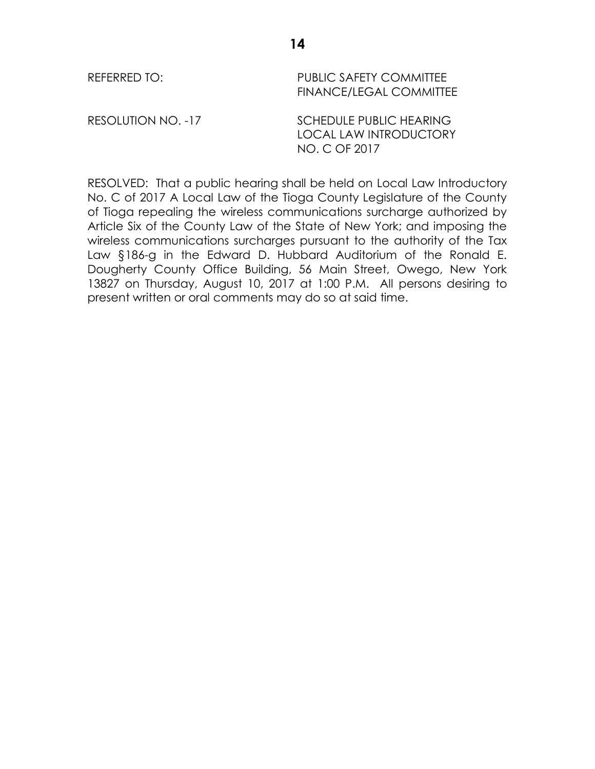REFERRED TO: PUBLIC SAFETY COMMITTEE
FINANCE/LEGAL COMMITTEE

RESOLUTION NO. -17 SCHEDULE PUBLIC HEARING
LOCAL LAW INTRODUCTORY
NO. C OF 2017

RESOLVED: That a public hearing shall be held on Local Law Introductory No. C of 2017 A Local Law of the Tioga County Legislature of the County of Tioga repealing the wireless communications surcharge authorized by Article Six of the County Law of the State of New York; and imposing the wireless communications surcharges pursuant to the authority of the Tax Law §186-g in the Edward D. Hubbard Auditorium of the Ronald E. Dougherty County Office Building, 56 Main Street, Owego, New York 13827 on Thursday, August 10, 2017 at 1:00 P.M. All persons desiring to present written or oral comments may do so at said time.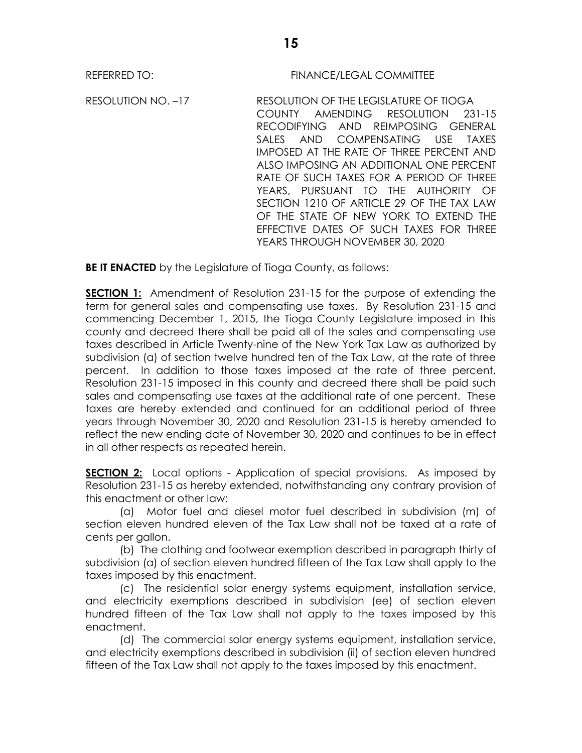REFERRED TO: FINANCE/LEGAL COMMITTEE

RESOLUTION NO. –17 RESOLUTION OF THE LEGISLATURE OF TIOGA COUNTY AMENDING RESOLUTION 231-15 RECODIFYING AND REIMPOSING GENERAL SALES AND COMPENSATING USE TAXES IMPOSED AT THE RATE OF THREE PERCENT AND ALSO IMPOSING AN ADDITIONAL ONE PERCENT RATE OF SUCH TAXES FOR A PERIOD OF THREE YEARS, PURSUANT TO THE AUTHORITY OF SECTION 1210 OF ARTICLE 29 OF THE TAX LAW OF THE STATE OF NEW YORK TO EXTEND THE EFFECTIVE DATES OF SUCH TAXES FOR THREE YEARS THROUGH NOVEMBER 30, 2020

**BE IT ENACTED** by the Legislature of Tioga County, as follows:

**SECTION 1:** Amendment of Resolution 231-15 for the purpose of extending the term for general sales and compensating use taxes. By Resolution 231-15 and commencing December 1, 2015, the Tioga County Legislature imposed in this county and decreed there shall be paid all of the sales and compensating use taxes described in Article Twenty-nine of the New York Tax Law as authorized by subdivision (a) of section twelve hundred ten of the Tax Law, at the rate of three percent. In addition to those taxes imposed at the rate of three percent, Resolution 231-15 imposed in this county and decreed there shall be paid such sales and compensating use taxes at the additional rate of one percent. These taxes are hereby extended and continued for an additional period of three years through November 30, 2020 and Resolution 231-15 is hereby amended to reflect the new ending date of November 30, 2020 and continues to be in effect in all other respects as repeated herein.

**SECTION 2:** Local options - Application of special provisions. As imposed by Resolution 231-15 as hereby extended, notwithstanding any contrary provision of this enactment or other law:

(a) Motor fuel and diesel motor fuel described in subdivision (m) of section eleven hundred eleven of the Tax Law shall not be taxed at a rate of cents per gallon.

(b) The clothing and footwear exemption described in paragraph thirty of subdivision (a) of section eleven hundred fifteen of the Tax Law shall apply to the taxes imposed by this enactment.

(c) The residential solar energy systems equipment, installation service, and electricity exemptions described in subdivision (ee) of section eleven hundred fifteen of the Tax Law shall not apply to the taxes imposed by this enactment.

(d) The commercial solar energy systems equipment, installation service, and electricity exemptions described in subdivision (ii) of section eleven hundred fifteen of the Tax Law shall not apply to the taxes imposed by this enactment.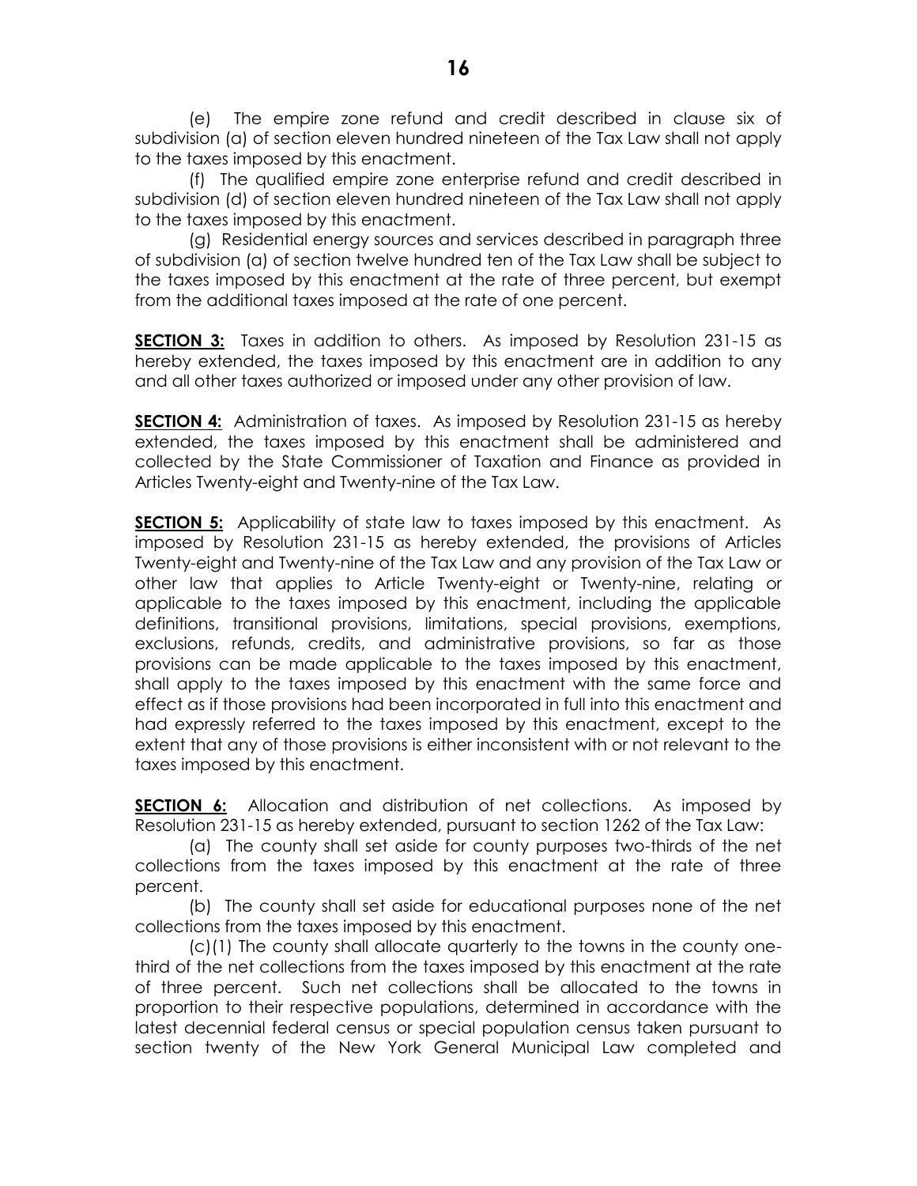(e) The empire zone refund and credit described in clause six of subdivision (a) of section eleven hundred nineteen of the Tax Law shall not apply to the taxes imposed by this enactment.

(f) The qualified empire zone enterprise refund and credit described in subdivision (d) of section eleven hundred nineteen of the Tax Law shall not apply to the taxes imposed by this enactment.

(g) Residential energy sources and services described in paragraph three of subdivision (a) of section twelve hundred ten of the Tax Law shall be subject to the taxes imposed by this enactment at the rate of three percent, but exempt from the additional taxes imposed at the rate of one percent.

**SECTION 3:** Taxes in addition to others. As imposed by Resolution 231-15 as hereby extended, the taxes imposed by this enactment are in addition to any and all other taxes authorized or imposed under any other provision of law.

**SECTION 4:** Administration of taxes. As imposed by Resolution 231-15 as hereby extended, the taxes imposed by this enactment shall be administered and collected by the State Commissioner of Taxation and Finance as provided in Articles Twenty-eight and Twenty-nine of the Tax Law.

**SECTION 5:** Applicability of state law to taxes imposed by this enactment. As imposed by Resolution 231-15 as hereby extended, the provisions of Articles Twenty-eight and Twenty-nine of the Tax Law and any provision of the Tax Law or other law that applies to Article Twenty-eight or Twenty-nine, relating or applicable to the taxes imposed by this enactment, including the applicable definitions, transitional provisions, limitations, special provisions, exemptions, exclusions, refunds, credits, and administrative provisions, so far as those provisions can be made applicable to the taxes imposed by this enactment, shall apply to the taxes imposed by this enactment with the same force and effect as if those provisions had been incorporated in full into this enactment and had expressly referred to the taxes imposed by this enactment, except to the extent that any of those provisions is either inconsistent with or not relevant to the taxes imposed by this enactment.

**SECTION 6:** Allocation and distribution of net collections. As imposed by Resolution 231-15 as hereby extended, pursuant to section 1262 of the Tax Law:

(a) The county shall set aside for county purposes two-thirds of the net collections from the taxes imposed by this enactment at the rate of three percent.

(b) The county shall set aside for educational purposes none of the net collections from the taxes imposed by this enactment.

(c)(1) The county shall allocate quarterly to the towns in the county one-third of the net collections from the taxes imposed by this enactment at the rate of three percent. Such net collections shall be allocated to the towns in proportion to their respective populations, determined in accordance with the latest decennial federal census or special population census taken pursuant to section twenty of the New York General Municipal Law completed and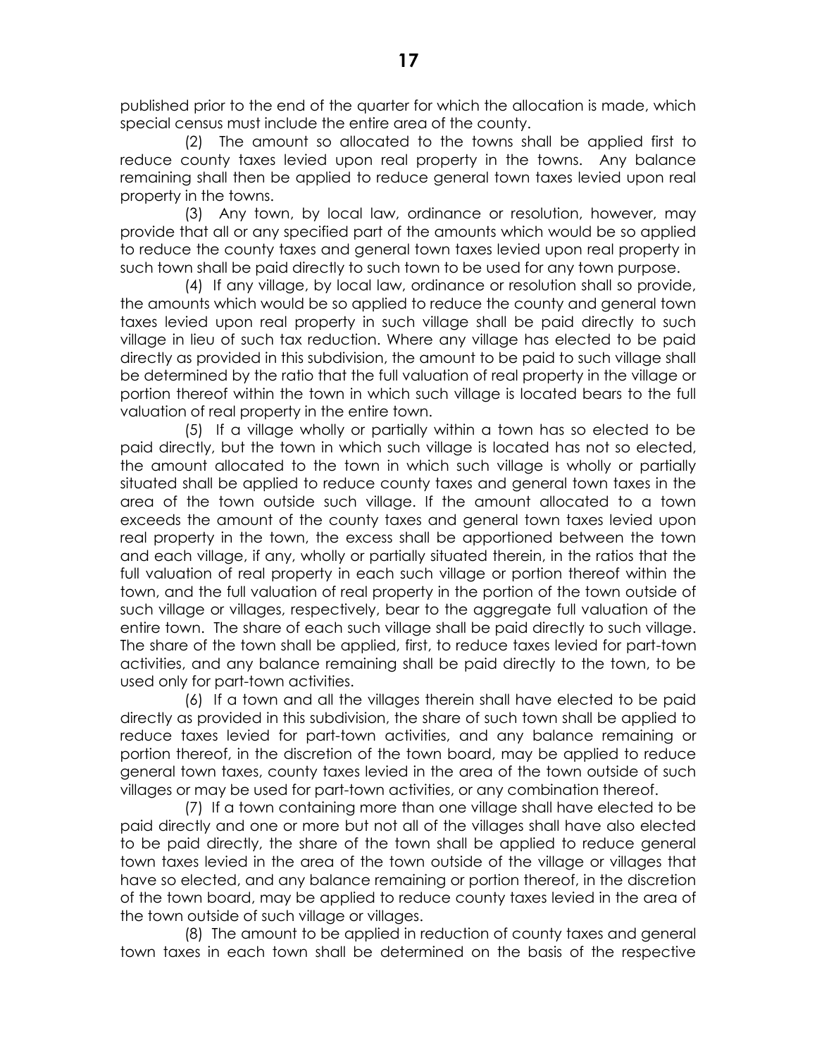published prior to the end of the quarter for which the allocation is made, which special census must include the entire area of the county.

(2) The amount so allocated to the towns shall be applied first to reduce county taxes levied upon real property in the towns. Any balance remaining shall then be applied to reduce general town taxes levied upon real property in the towns.

(3) Any town, by local law, ordinance or resolution, however, may provide that all or any specified part of the amounts which would be so applied to reduce the county taxes and general town taxes levied upon real property in such town shall be paid directly to such town to be used for any town purpose.

(4) If any village, by local law, ordinance or resolution shall so provide, the amounts which would be so applied to reduce the county and general town taxes levied upon real property in such village shall be paid directly to such village in lieu of such tax reduction. Where any village has elected to be paid directly as provided in this subdivision, the amount to be paid to such village shall be determined by the ratio that the full valuation of real property in the village or portion thereof within the town in which such village is located bears to the full valuation of real property in the entire town.

(5) If a village wholly or partially within a town has so elected to be paid directly, but the town in which such village is located has not so elected, the amount allocated to the town in which such village is wholly or partially situated shall be applied to reduce county taxes and general town taxes in the area of the town outside such village. If the amount allocated to a town exceeds the amount of the county taxes and general town taxes levied upon real property in the town, the excess shall be apportioned between the town and each village, if any, wholly or partially situated therein, in the ratios that the full valuation of real property in each such village or portion thereof within the town, and the full valuation of real property in the portion of the town outside of such village or villages, respectively, bear to the aggregate full valuation of the entire town. The share of each such village shall be paid directly to such village. The share of the town shall be applied, first, to reduce taxes levied for part-town activities, and any balance remaining shall be paid directly to the town, to be used only for part-town activities.

(6) If a town and all the villages therein shall have elected to be paid directly as provided in this subdivision, the share of such town shall be applied to reduce taxes levied for part-town activities, and any balance remaining or portion thereof, in the discretion of the town board, may be applied to reduce general town taxes, county taxes levied in the area of the town outside of such villages or may be used for part-town activities, or any combination thereof.

(7) If a town containing more than one village shall have elected to be paid directly and one or more but not all of the villages shall have also elected to be paid directly, the share of the town shall be applied to reduce general town taxes levied in the area of the town outside of the village or villages that have so elected, and any balance remaining or portion thereof, in the discretion of the town board, may be applied to reduce county taxes levied in the area of the town outside of such village or villages.

(8) The amount to be applied in reduction of county taxes and general town taxes in each town shall be determined on the basis of the respective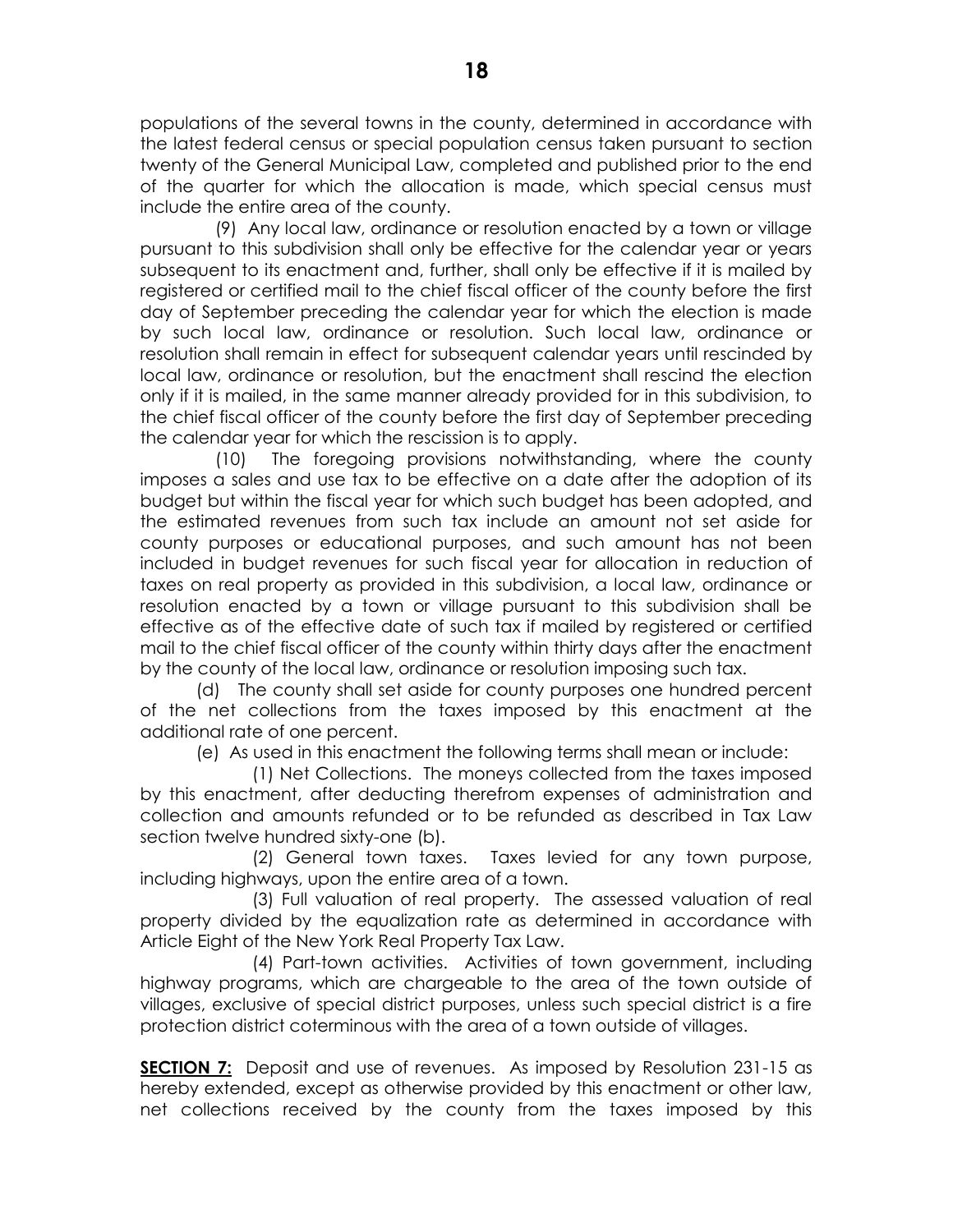populations of the several towns in the county, determined in accordance with the latest federal census or special population census taken pursuant to section twenty of the General Municipal Law, completed and published prior to the end of the quarter for which the allocation is made, which special census must include the entire area of the county.

(9) Any local law, ordinance or resolution enacted by a town or village pursuant to this subdivision shall only be effective for the calendar year or years subsequent to its enactment and, further, shall only be effective if it is mailed by registered or certified mail to the chief fiscal officer of the county before the first day of September preceding the calendar year for which the election is made by such local law, ordinance or resolution. Such local law, ordinance or resolution shall remain in effect for subsequent calendar years until rescinded by local law, ordinance or resolution, but the enactment shall rescind the election only if it is mailed, in the same manner already provided for in this subdivision, to the chief fiscal officer of the county before the first day of September preceding the calendar year for which the rescission is to apply.

(10) The foregoing provisions notwithstanding, where the county imposes a sales and use tax to be effective on a date after the adoption of its budget but within the fiscal year for which such budget has been adopted, and the estimated revenues from such tax include an amount not set aside for county purposes or educational purposes, and such amount has not been included in budget revenues for such fiscal year for allocation in reduction of taxes on real property as provided in this subdivision, a local law, ordinance or resolution enacted by a town or village pursuant to this subdivision shall be effective as of the effective date of such tax if mailed by registered or certified mail to the chief fiscal officer of the county within thirty days after the enactment by the county of the local law, ordinance or resolution imposing such tax.

(d) The county shall set aside for county purposes one hundred percent of the net collections from the taxes imposed by this enactment at the additional rate of one percent.

(e) As used in this enactment the following terms shall mean or include:

(1) Net Collections. The moneys collected from the taxes imposed by this enactment, after deducting therefrom expenses of administration and collection and amounts refunded or to be refunded as described in Tax Law section twelve hundred sixty-one (b).

(2) General town taxes. Taxes levied for any town purpose, including highways, upon the entire area of a town.

(3) Full valuation of real property. The assessed valuation of real property divided by the equalization rate as determined in accordance with Article Eight of the New York Real Property Tax Law.

(4) Part-town activities. Activities of town government, including highway programs, which are chargeable to the area of the town outside of villages, exclusive of special district purposes, unless such special district is a fire protection district coterminous with the area of a town outside of villages.

**SECTION 7:** Deposit and use of revenues. As imposed by Resolution 231-15 as hereby extended, except as otherwise provided by this enactment or other law, net collections received by the county from the taxes imposed by this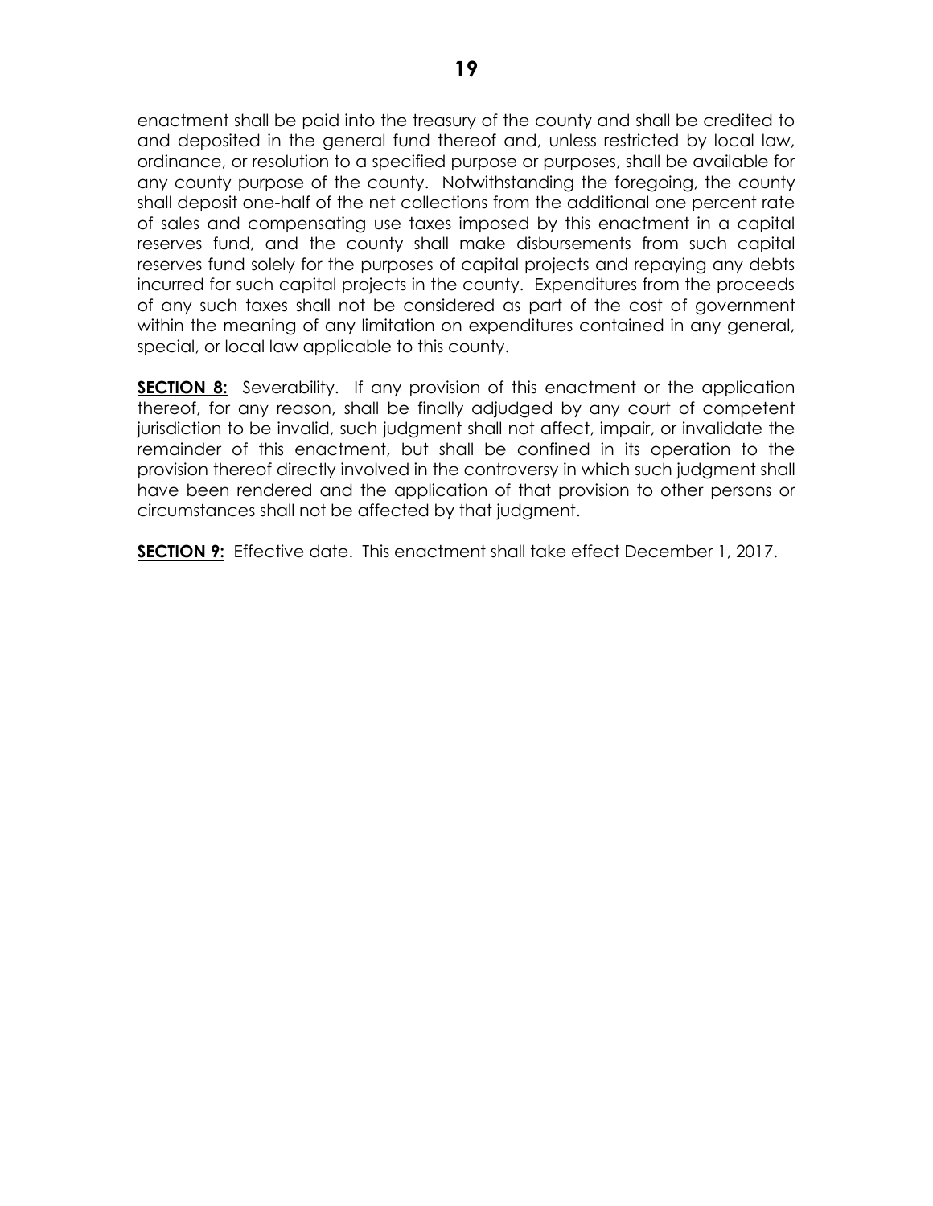enactment shall be paid into the treasury of the county and shall be credited to and deposited in the general fund thereof and, unless restricted by local law, ordinance, or resolution to a specified purpose or purposes, shall be available for any county purpose of the county. Notwithstanding the foregoing, the county shall deposit one-half of the net collections from the additional one percent rate of sales and compensating use taxes imposed by this enactment in a capital reserves fund, and the county shall make disbursements from such capital reserves fund solely for the purposes of capital projects and repaying any debts incurred for such capital projects in the county. Expenditures from the proceeds of any such taxes shall not be considered as part of the cost of government within the meaning of any limitation on expenditures contained in any general, special, or local law applicable to this county.

**SECTION 8:** Severability. If any provision of this enactment or the application thereof, for any reason, shall be finally adjudged by any court of competent jurisdiction to be invalid, such judgment shall not affect, impair, or invalidate the remainder of this enactment, but shall be confined in its operation to the provision thereof directly involved in the controversy in which such judgment shall have been rendered and the application of that provision to other persons or circumstances shall not be affected by that judgment.

**SECTION 9:** Effective date. This enactment shall take effect December 1, 2017.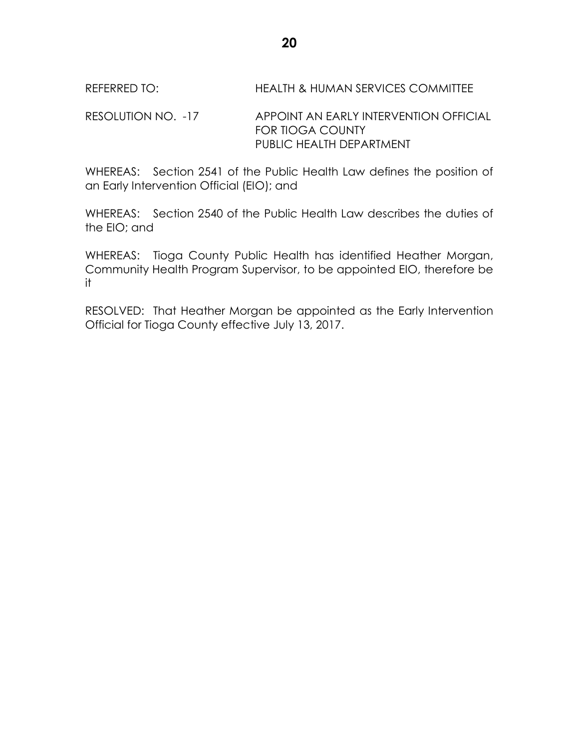REFERRED TO: HEALTH & HUMAN SERVICES COMMITTEE

RESOLUTION NO. -17 APPOINT AN EARLY INTERVENTION OFFICIAL FOR TIOGA COUNTY PUBLIC HEALTH DEPARTMENT

WHEREAS: Section 2541 of the Public Health Law defines the position of an Early Intervention Official (EIO); and

WHEREAS: Section 2540 of the Public Health Law describes the duties of the EIO; and

WHEREAS: Tioga County Public Health has identified Heather Morgan, Community Health Program Supervisor, to be appointed EIO, therefore be it

RESOLVED: That Heather Morgan be appointed as the Early Intervention Official for Tioga County effective July 13, 2017.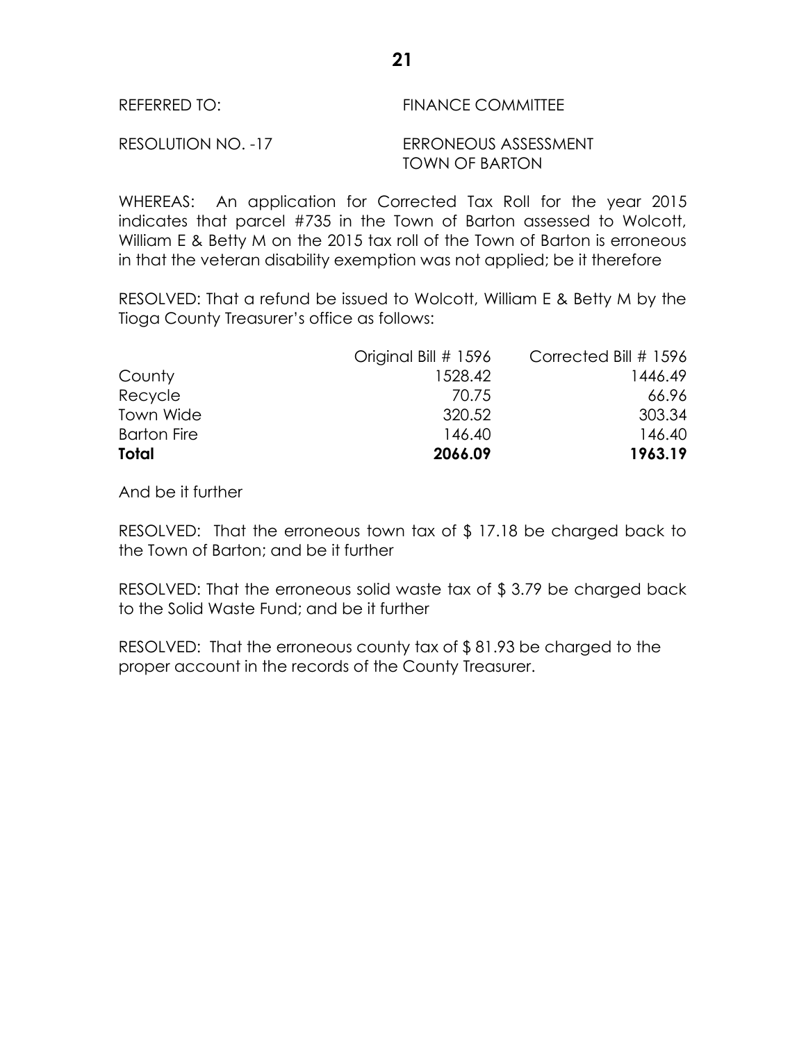REFERRED TO: FINANCE COMMITTEE

RESOLUTION NO. -17 ERRONEOUS ASSESSMENT
TOWN OF BARTON

WHEREAS: An application for Corrected Tax Roll for the year 2015 indicates that parcel #735 in the Town of Barton assessed to Wolcott, William E & Betty M on the 2015 tax roll of the Town of Barton is erroneous in that the veteran disability exemption was not applied; be it therefore

RESOLVED: That a refund be issued to Wolcott, William E & Betty M by the Tioga County Treasurer's office as follows:

| | Original Bill # 1596 | Corrected Bill # 1596 |
|---|---|---|
| County | 1528.42 | 1446.49 |
| Recycle | 70.75 | 66.96 |
| Town Wide | 320.52 | 303.34 |
| Barton Fire | 146.40 | 146.40 |
| **Total** | **2066.09** | **1963.19** |

And be it further

RESOLVED: That the erroneous town tax of $ 17.18 be charged back to the Town of Barton; and be it further

RESOLVED: That the erroneous solid waste tax of $ 3.79 be charged back to the Solid Waste Fund; and be it further

RESOLVED: That the erroneous county tax of $ 81.93 be charged to the proper account in the records of the County Treasurer.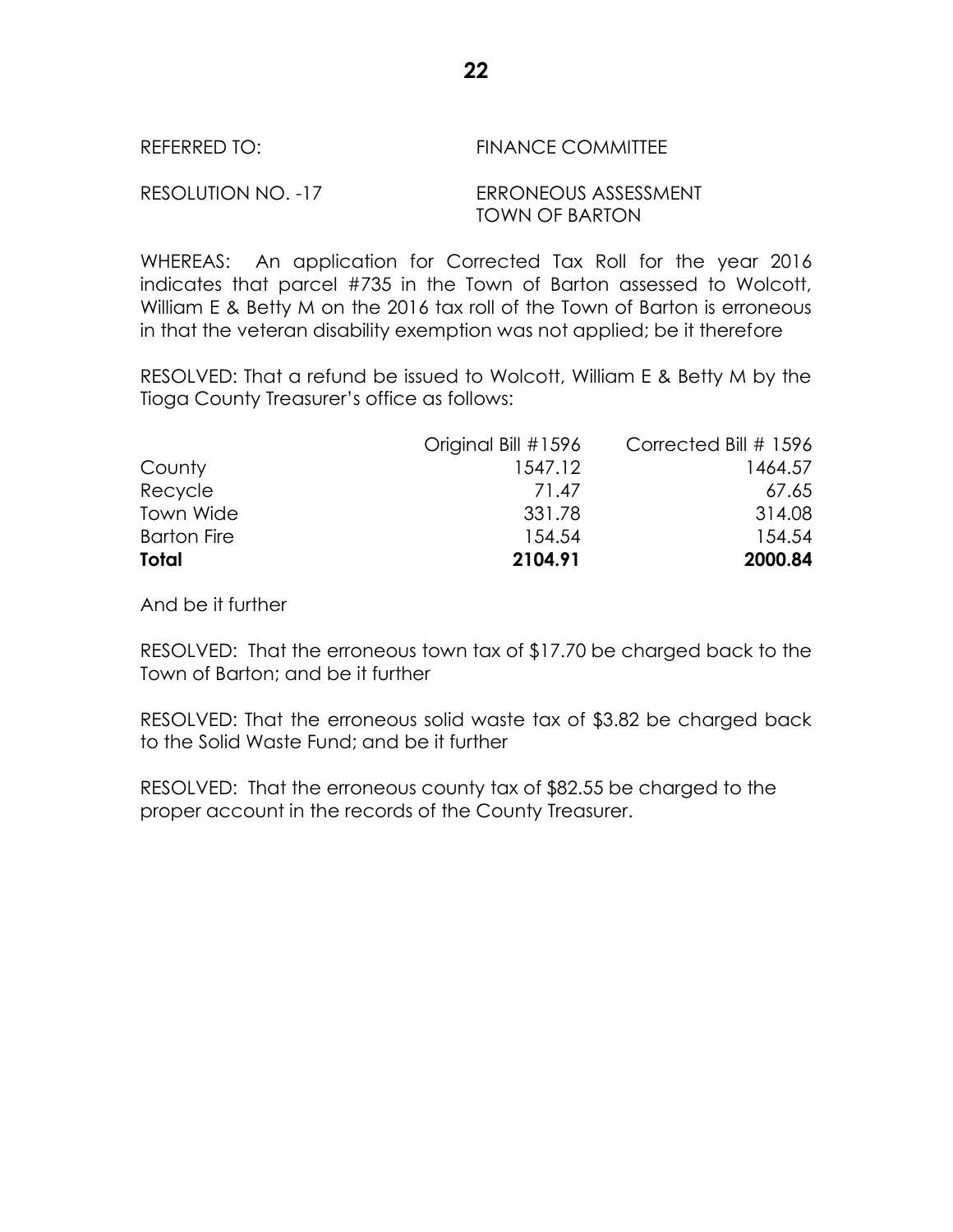REFERRED TO: FINANCE COMMITTEE

RESOLUTION NO. -17 ERRONEOUS ASSESSMENT
TOWN OF BARTON

WHEREAS: An application for Corrected Tax Roll for the year 2016 indicates that parcel #735 in the Town of Barton assessed to Wolcott, William E & Betty M on the 2016 tax roll of the Town of Barton is erroneous in that the veteran disability exemption was not applied; be it therefore

RESOLVED: That a refund be issued to Wolcott, William E & Betty M by the Tioga County Treasurer's office as follows:

| | Original Bill #1596 | Corrected Bill # 1596 |
|---|---|---|
| County | 1547.12 | 1464.57 |
| Recycle | 71.47 | 67.65 |
| Town Wide | 331.78 | 314.08 |
| Barton Fire | 154.54 | 154.54 |
| **Total** | **2104.91** | **2000.84** |

And be it further

RESOLVED: That the erroneous town tax of $17.70 be charged back to the Town of Barton; and be it further

RESOLVED: That the erroneous solid waste tax of $3.82 be charged back to the Solid Waste Fund; and be it further

RESOLVED: That the erroneous county tax of $82.55 be charged to the proper account in the records of the County Treasurer.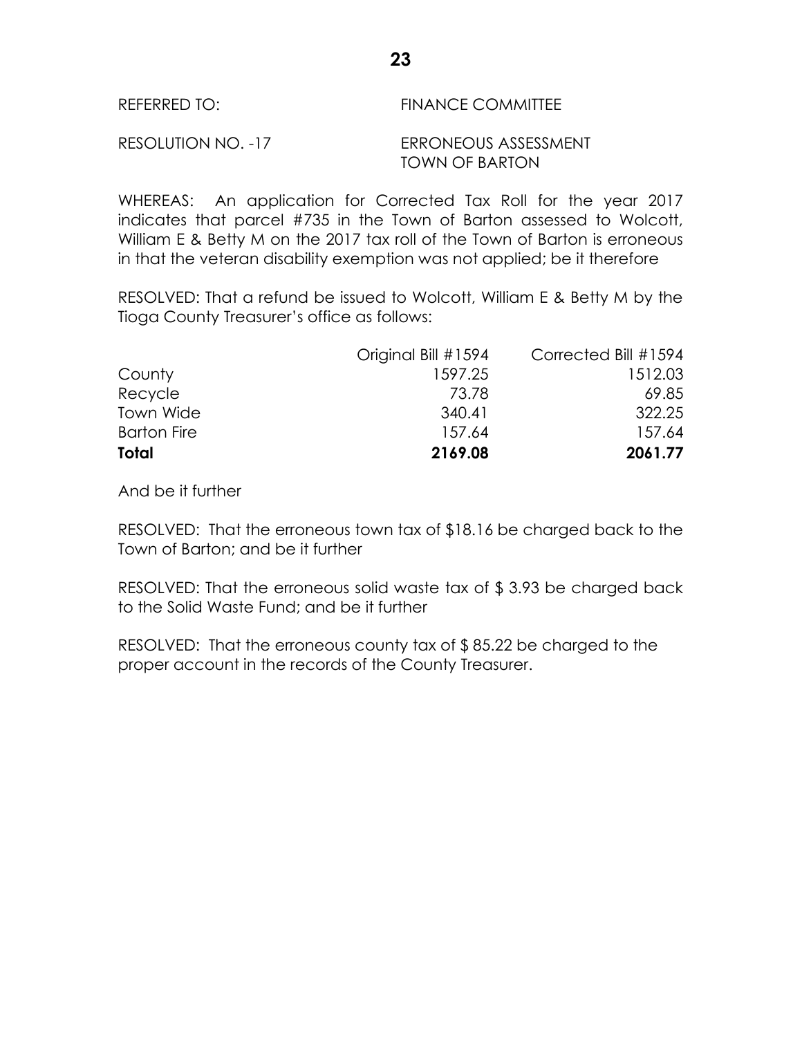REFERRED TO: FINANCE COMMITTEE

RESOLUTION NO. -17 ERRONEOUS ASSESSMENT TOWN OF BARTON

WHEREAS: An application for Corrected Tax Roll for the year 2017 indicates that parcel #735 in the Town of Barton assessed to Wolcott, William E & Betty M on the 2017 tax roll of the Town of Barton is erroneous in that the veteran disability exemption was not applied; be it therefore

RESOLVED: That a refund be issued to Wolcott, William E & Betty M by the Tioga County Treasurer's office as follows:

| | Original Bill #1594 | Corrected Bill #1594 |
|---|---|---|
| County | 1597.25 | 1512.03 |
| Recycle | 73.78 | 69.85 |
| Town Wide | 340.41 | 322.25 |
| Barton Fire | 157.64 | 157.64 |
| **Total** | **2169.08** | **2061.77** |

And be it further

RESOLVED: That the erroneous town tax of $18.16 be charged back to the Town of Barton; and be it further

RESOLVED: That the erroneous solid waste tax of $ 3.93 be charged back to the Solid Waste Fund; and be it further

RESOLVED: That the erroneous county tax of $ 85.22 be charged to the proper account in the records of the County Treasurer.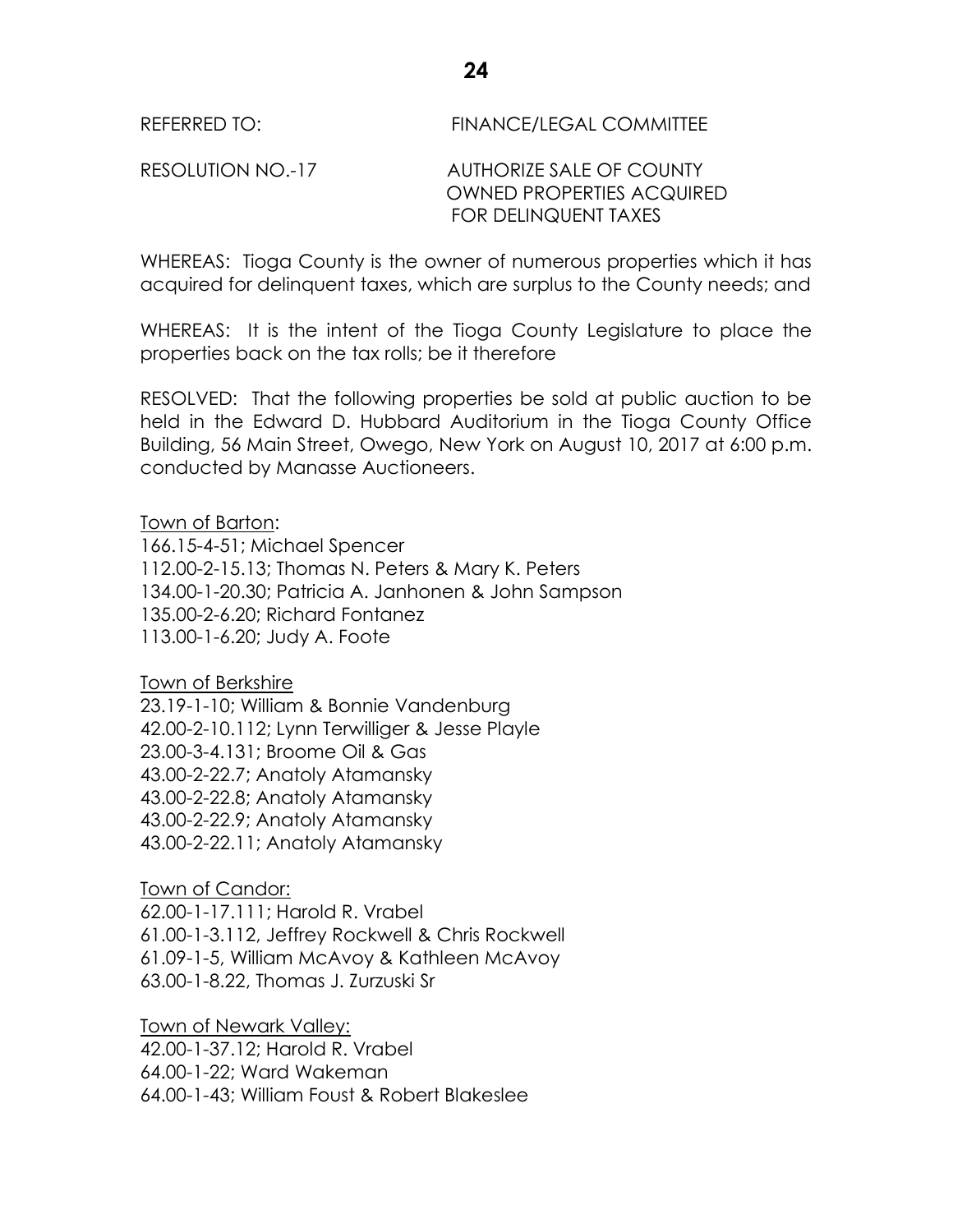REFERRED TO: FINANCE/LEGAL COMMITTEE

RESOLUTION NO.-17 AUTHORIZE SALE OF COUNTY OWNED PROPERTIES ACQUIRED FOR DELINQUENT TAXES

WHEREAS: Tioga County is the owner of numerous properties which it has acquired for delinquent taxes, which are surplus to the County needs; and

WHEREAS: It is the intent of the Tioga County Legislature to place the properties back on the tax rolls; be it therefore

RESOLVED: That the following properties be sold at public auction to be held in the Edward D. Hubbard Auditorium in the Tioga County Office Building, 56 Main Street, Owego, New York on August 10, 2017 at 6:00 p.m. conducted by Manasse Auctioneers.

Town of Barton:
166.15-4-51; Michael Spencer
112.00-2-15.13; Thomas N. Peters & Mary K. Peters
134.00-1-20.30; Patricia A. Janhonen & John Sampson
135.00-2-6.20; Richard Fontanez
113.00-1-6.20; Judy A. Foote

Town of Berkshire
23.19-1-10; William & Bonnie Vandenburg
42.00-2-10.112; Lynn Terwilliger & Jesse Playle
23.00-3-4.131; Broome Oil & Gas
43.00-2-22.7; Anatoly Atamansky
43.00-2-22.8; Anatoly Atamansky
43.00-2-22.9; Anatoly Atamansky
43.00-2-22.11; Anatoly Atamansky

Town of Candor:
62.00-1-17.111; Harold R. Vrabel
61.00-1-3.112, Jeffrey Rockwell & Chris Rockwell
61.09-1-5, William McAvoy & Kathleen McAvoy
63.00-1-8.22, Thomas J. Zurzuski Sr

Town of Newark Valley:
42.00-1-37.12; Harold R. Vrabel
64.00-1-22; Ward Wakeman
64.00-1-43; William Foust & Robert Blakeslee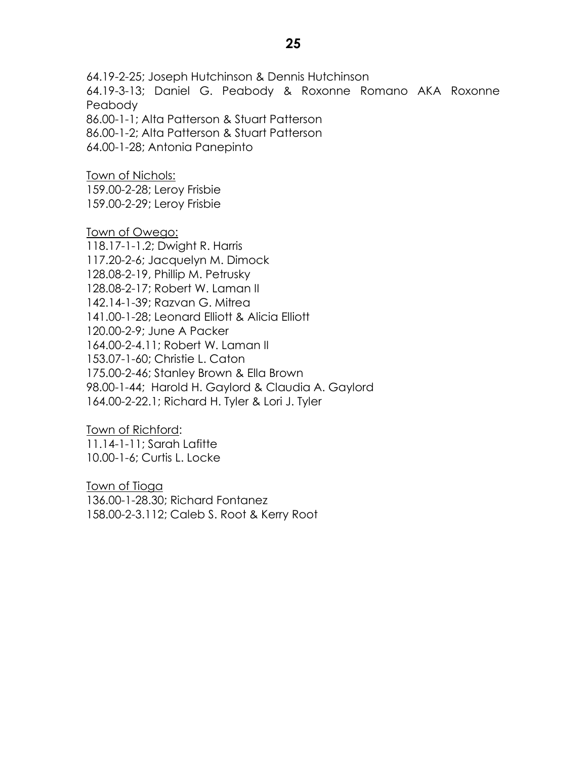64.19-2-25; Joseph Hutchinson & Dennis Hutchinson
64.19-3-13; Daniel G. Peabody & Roxonne Romano AKA Roxonne Peabody
86.00-1-1; Alta Patterson & Stuart Patterson
86.00-1-2; Alta Patterson & Stuart Patterson
64.00-1-28; Antonia Panepinto

<u>Town of Nichols:</u>
159.00-2-28; Leroy Frisbie
159.00-2-29; Leroy Frisbie

<u>Town of Owego:</u>
118.17-1-1.2; Dwight R. Harris
117.20-2-6; Jacquelyn M. Dimock
128.08-2-19, Phillip M. Petrusky
128.08-2-17; Robert W. Laman II
142.14-1-39; Razvan G. Mitrea
141.00-1-28; Leonard Elliott & Alicia Elliott
120.00-2-9; June A Packer
164.00-2-4.11; Robert W. Laman II
153.07-1-60; Christie L. Caton
175.00-2-46; Stanley Brown & Ella Brown
98.00-1-44; Harold H. Gaylord & Claudia A. Gaylord
164.00-2-22.1; Richard H. Tyler & Lori J. Tyler

<u>Town of Richford</u>:
11.14-1-11; Sarah Lafitte
10.00-1-6; Curtis L. Locke

<u>Town of Tioga</u>
136.00-1-28.30; Richard Fontanez
158.00-2-3.112; Caleb S. Root & Kerry Root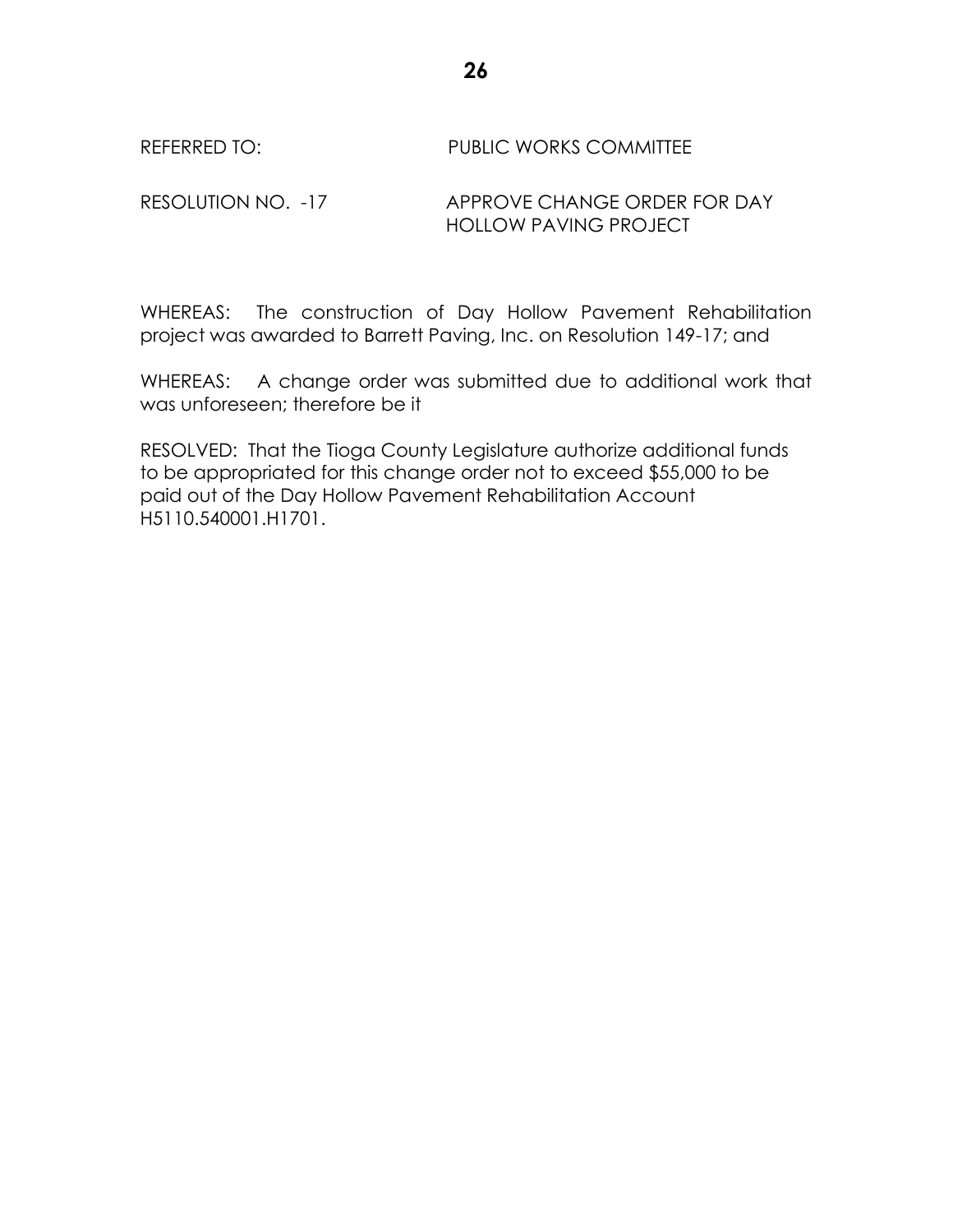REFERRED TO: PUBLIC WORKS COMMITTEE

RESOLUTION NO. -17 APPROVE CHANGE ORDER FOR DAY HOLLOW PAVING PROJECT

WHEREAS: The construction of Day Hollow Pavement Rehabilitation project was awarded to Barrett Paving, Inc. on Resolution 149-17; and

WHEREAS: A change order was submitted due to additional work that was unforeseen; therefore be it

RESOLVED: That the Tioga County Legislature authorize additional funds to be appropriated for this change order not to exceed $55,000 to be paid out of the Day Hollow Pavement Rehabilitation Account H5110.540001.H1701.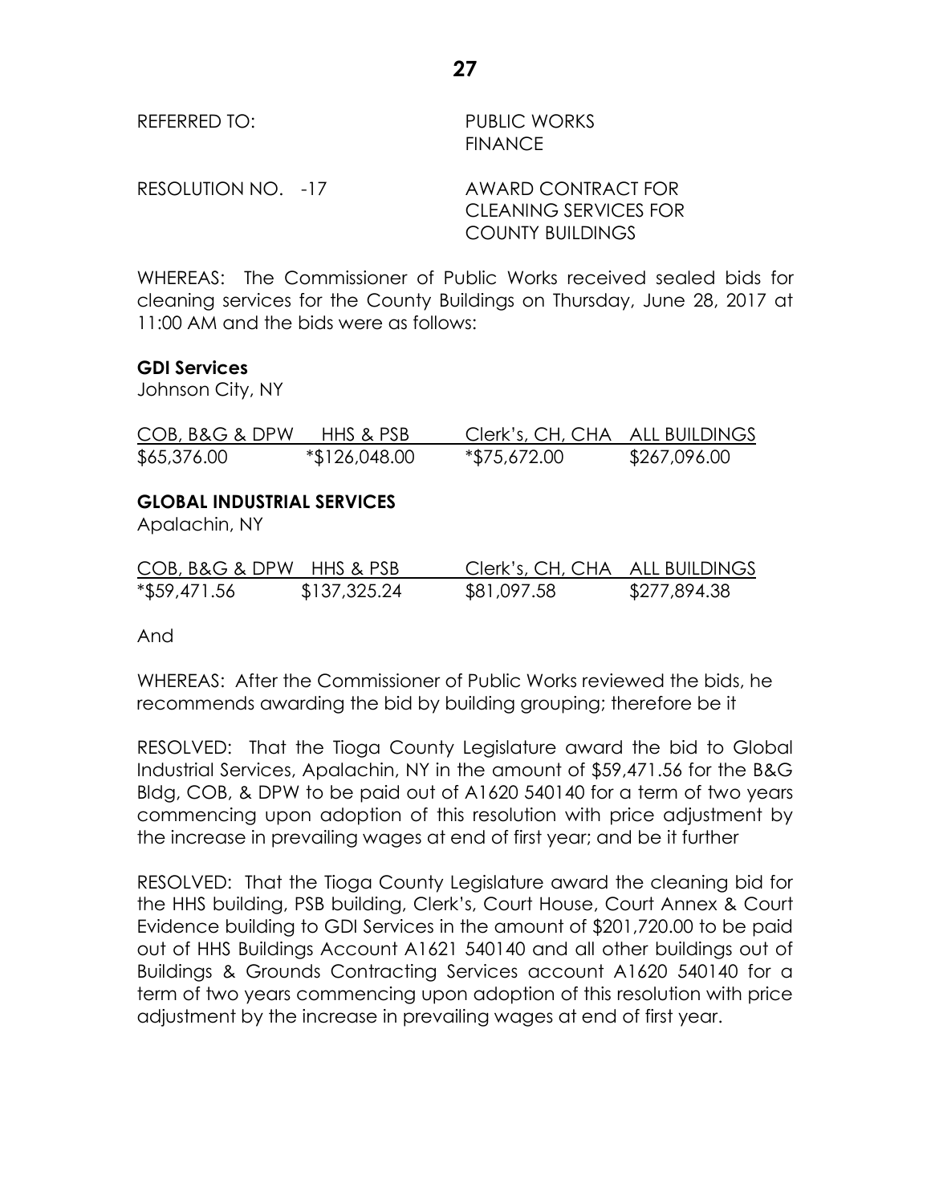REFERRED TO: PUBLIC WORKS
FINANCE

RESOLUTION NO. -17 AWARD CONTRACT FOR CLEANING SERVICES FOR COUNTY BUILDINGS

WHEREAS: The Commissioner of Public Works received sealed bids for cleaning services for the County Buildings on Thursday, June 28, 2017 at 11:00 AM and the bids were as follows:

**GDI Services**
Johnson City, NY

| COB, B&G & DPW | HHS & PSB | Clerk's, CH, CHA | ALL BUILDINGS |
|---|---|---|---|
| $65,376.00 | *$126,048.00 | *$75,672.00 | $267,096.00 |

**GLOBAL INDUSTRIAL SERVICES**
Apalachin, NY

| COB, B&G & DPW | HHS & PSB | Clerk's, CH, CHA | ALL BUILDINGS |
|---|---|---|---|
| *$59,471.56 | $137,325.24 | $81,097.58 | $277,894.38 |

And

WHEREAS: After the Commissioner of Public Works reviewed the bids, he recommends awarding the bid by building grouping; therefore be it

RESOLVED: That the Tioga County Legislature award the bid to Global Industrial Services, Apalachin, NY in the amount of $59,471.56 for the B&G Bldg, COB, & DPW to be paid out of A1620 540140 for a term of two years commencing upon adoption of this resolution with price adjustment by the increase in prevailing wages at end of first year; and be it further

RESOLVED: That the Tioga County Legislature award the cleaning bid for the HHS building, PSB building, Clerk's, Court House, Court Annex & Court Evidence building to GDI Services in the amount of $201,720.00 to be paid out of HHS Buildings Account A1621 540140 and all other buildings out of Buildings & Grounds Contracting Services account A1620 540140 for a term of two years commencing upon adoption of this resolution with price adjustment by the increase in prevailing wages at end of first year.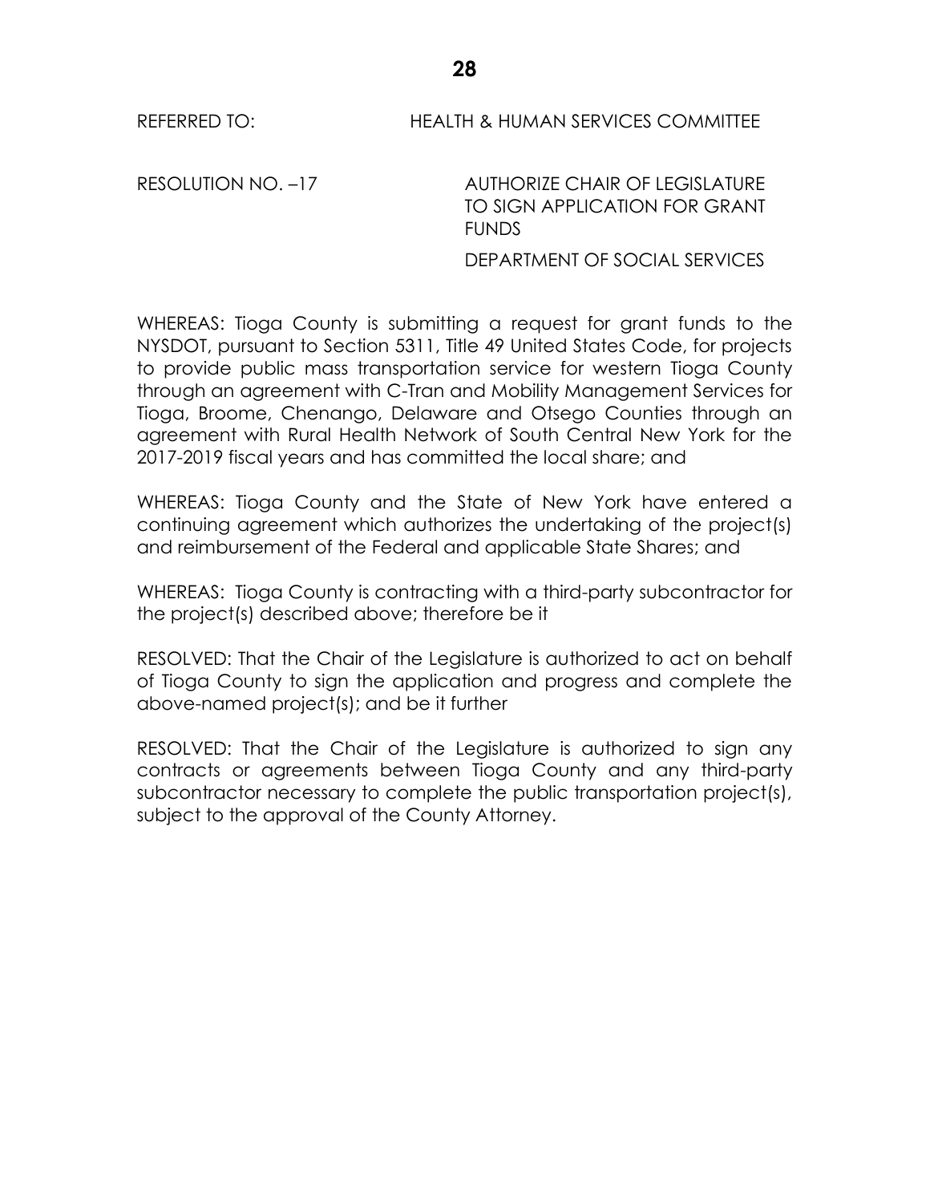REFERRED TO: HEALTH & HUMAN SERVICES COMMITTEE

RESOLUTION NO. –17 AUTHORIZE CHAIR OF LEGISLATURE TO SIGN APPLICATION FOR GRANT FUNDS

DEPARTMENT OF SOCIAL SERVICES

WHEREAS: Tioga County is submitting a request for grant funds to the NYSDOT, pursuant to Section 5311, Title 49 United States Code, for projects to provide public mass transportation service for western Tioga County through an agreement with C-Tran and Mobility Management Services for Tioga, Broome, Chenango, Delaware and Otsego Counties through an agreement with Rural Health Network of South Central New York for the 2017-2019 fiscal years and has committed the local share; and

WHEREAS: Tioga County and the State of New York have entered a continuing agreement which authorizes the undertaking of the project(s) and reimbursement of the Federal and applicable State Shares; and

WHEREAS: Tioga County is contracting with a third-party subcontractor for the project(s) described above; therefore be it

RESOLVED: That the Chair of the Legislature is authorized to act on behalf of Tioga County to sign the application and progress and complete the above-named project(s); and be it further

RESOLVED: That the Chair of the Legislature is authorized to sign any contracts or agreements between Tioga County and any third-party subcontractor necessary to complete the public transportation project(s), subject to the approval of the County Attorney.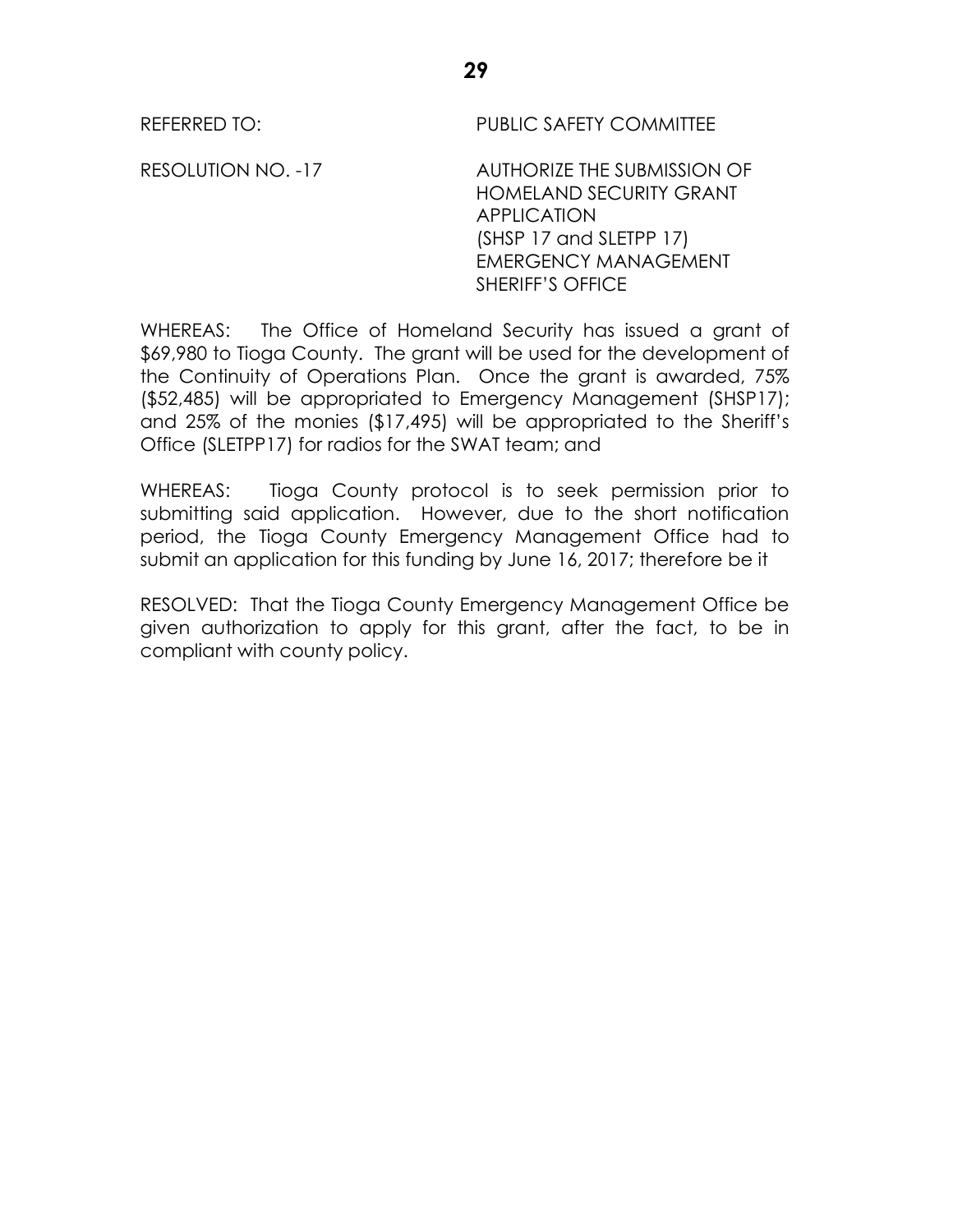REFERRED TO: PUBLIC SAFETY COMMITTEE

RESOLUTION NO. -17 AUTHORIZE THE SUBMISSION OF HOMELAND SECURITY GRANT APPLICATION (SHSP 17 and SLETPP 17) EMERGENCY MANAGEMENT SHERIFF'S OFFICE

WHEREAS: The Office of Homeland Security has issued a grant of $69,980 to Tioga County. The grant will be used for the development of the Continuity of Operations Plan. Once the grant is awarded, 75% ($52,485) will be appropriated to Emergency Management (SHSP17); and 25% of the monies ($17,495) will be appropriated to the Sheriff's Office (SLETPP17) for radios for the SWAT team; and

WHEREAS: Tioga County protocol is to seek permission prior to submitting said application. However, due to the short notification period, the Tioga County Emergency Management Office had to submit an application for this funding by June 16, 2017; therefore be it

RESOLVED: That the Tioga County Emergency Management Office be given authorization to apply for this grant, after the fact, to be in compliant with county policy.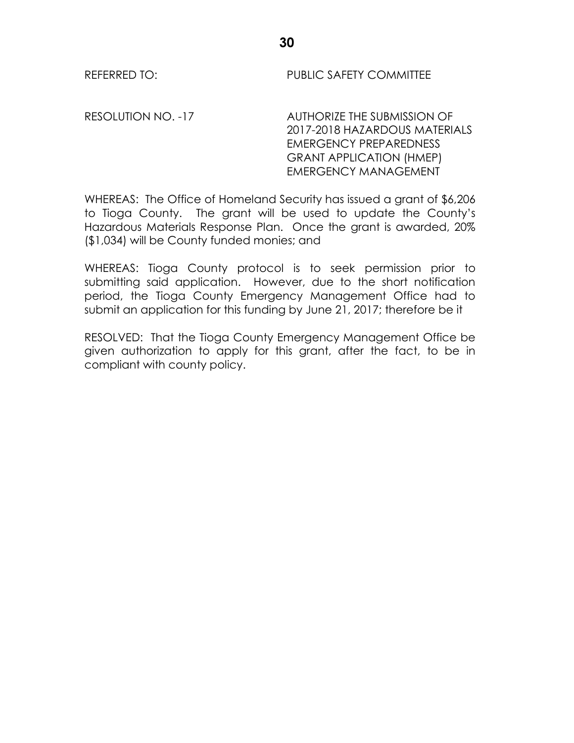REFERRED TO: PUBLIC SAFETY COMMITTEE

RESOLUTION NO. -17 AUTHORIZE THE SUBMISSION OF 2017-2018 HAZARDOUS MATERIALS EMERGENCY PREPAREDNESS GRANT APPLICATION (HMEP) EMERGENCY MANAGEMENT

WHEREAS: The Office of Homeland Security has issued a grant of $6,206 to Tioga County. The grant will be used to update the County's Hazardous Materials Response Plan. Once the grant is awarded, 20% ($1,034) will be County funded monies; and

WHEREAS: Tioga County protocol is to seek permission prior to submitting said application. However, due to the short notification period, the Tioga County Emergency Management Office had to submit an application for this funding by June 21, 2017; therefore be it

RESOLVED: That the Tioga County Emergency Management Office be given authorization to apply for this grant, after the fact, to be in compliant with county policy.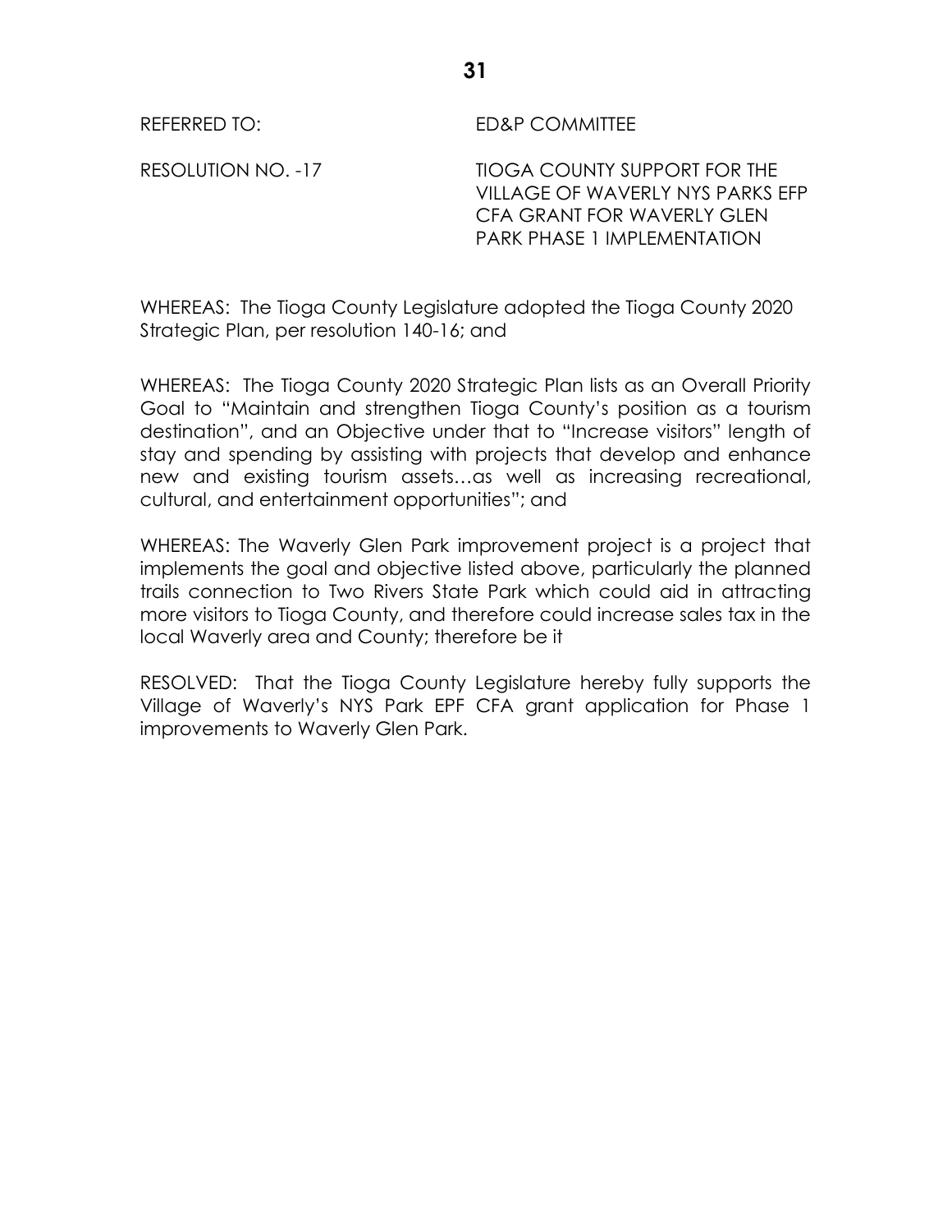REFERRED TO: ED&P COMMITTEE

RESOLUTION NO. -17 TIOGA COUNTY SUPPORT FOR THE VILLAGE OF WAVERLY NYS PARKS EFP CFA GRANT FOR WAVERLY GLEN PARK PHASE 1 IMPLEMENTATION

WHEREAS: The Tioga County Legislature adopted the Tioga County 2020 Strategic Plan, per resolution 140-16; and

WHEREAS: The Tioga County 2020 Strategic Plan lists as an Overall Priority Goal to "Maintain and strengthen Tioga County's position as a tourism destination", and an Objective under that to "Increase visitors" length of stay and spending by assisting with projects that develop and enhance new and existing tourism assets…as well as increasing recreational, cultural, and entertainment opportunities"; and

WHEREAS: The Waverly Glen Park improvement project is a project that implements the goal and objective listed above, particularly the planned trails connection to Two Rivers State Park which could aid in attracting more visitors to Tioga County, and therefore could increase sales tax in the local Waverly area and County; therefore be it

RESOLVED: That the Tioga County Legislature hereby fully supports the Village of Waverly's NYS Park EPF CFA grant application for Phase 1 improvements to Waverly Glen Park.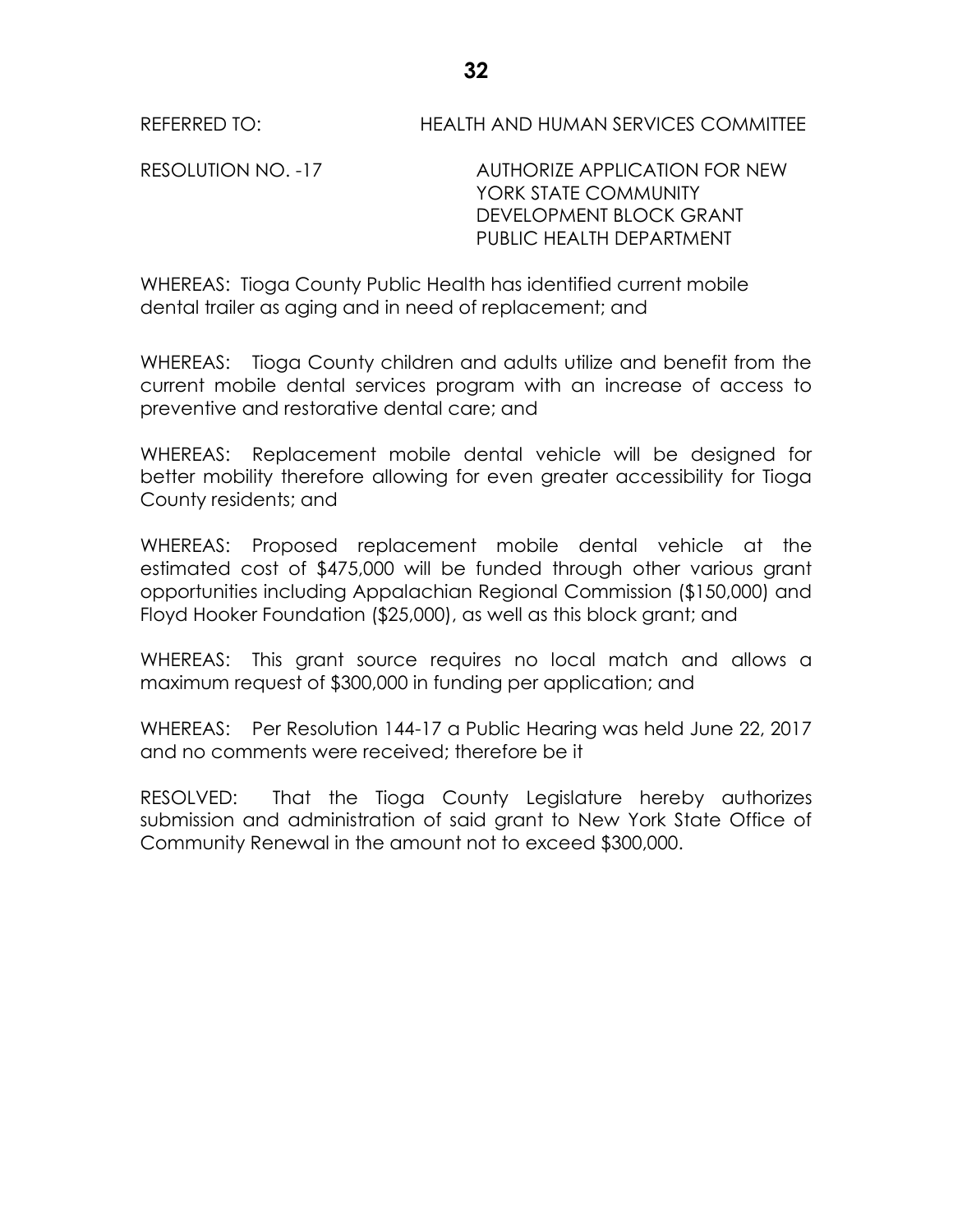REFERRED TO: HEALTH AND HUMAN SERVICES COMMITTEE

RESOLUTION NO. -17 AUTHORIZE APPLICATION FOR NEW YORK STATE COMMUNITY DEVELOPMENT BLOCK GRANT PUBLIC HEALTH DEPARTMENT

WHEREAS: Tioga County Public Health has identified current mobile dental trailer as aging and in need of replacement; and

WHEREAS: Tioga County children and adults utilize and benefit from the current mobile dental services program with an increase of access to preventive and restorative dental care; and

WHEREAS: Replacement mobile dental vehicle will be designed for better mobility therefore allowing for even greater accessibility for Tioga County residents; and

WHEREAS: Proposed replacement mobile dental vehicle at the estimated cost of $475,000 will be funded through other various grant opportunities including Appalachian Regional Commission ($150,000) and Floyd Hooker Foundation ($25,000), as well as this block grant; and

WHEREAS: This grant source requires no local match and allows a maximum request of $300,000 in funding per application; and

WHEREAS: Per Resolution 144-17 a Public Hearing was held June 22, 2017 and no comments were received; therefore be it

RESOLVED: That the Tioga County Legislature hereby authorizes submission and administration of said grant to New York State Office of Community Renewal in the amount not to exceed $300,000.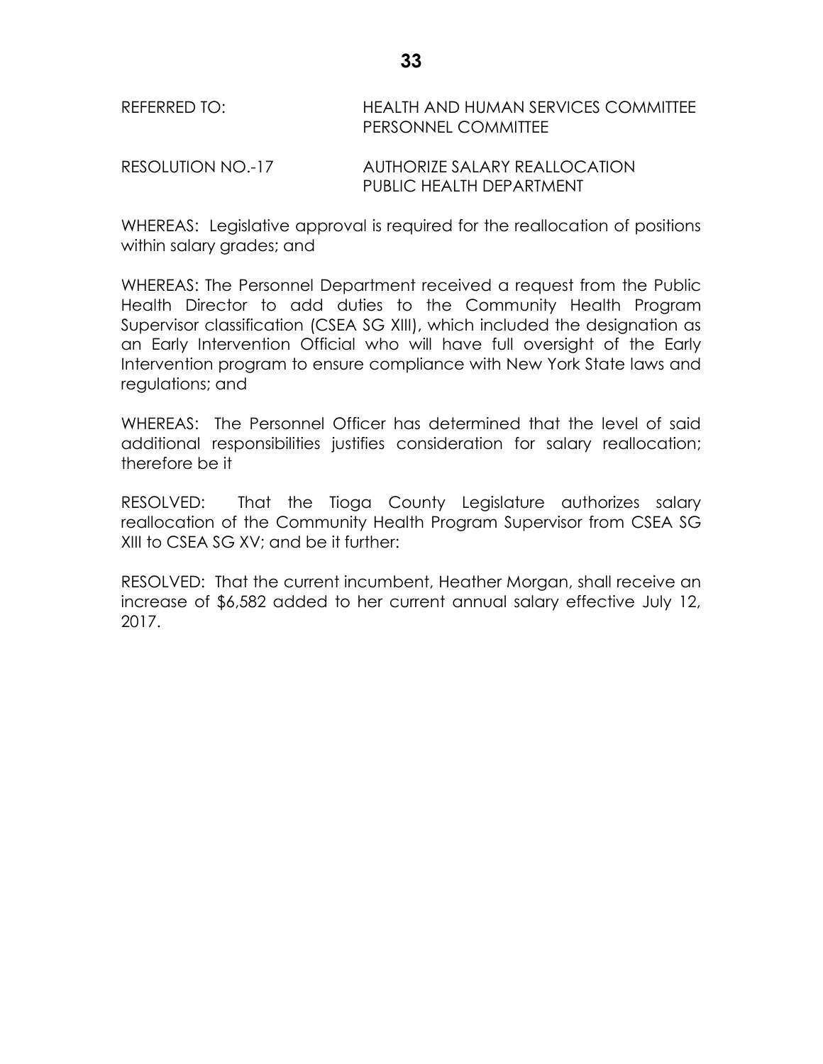REFERRED TO: HEALTH AND HUMAN SERVICES COMMITTEE
PERSONNEL COMMITTEE

RESOLUTION NO.-17 AUTHORIZE SALARY REALLOCATION
PUBLIC HEALTH DEPARTMENT

WHEREAS: Legislative approval is required for the reallocation of positions within salary grades; and

WHEREAS: The Personnel Department received a request from the Public Health Director to add duties to the Community Health Program Supervisor classification (CSEA SG XIII), which included the designation as an Early Intervention Official who will have full oversight of the Early Intervention program to ensure compliance with New York State laws and regulations; and

WHEREAS: The Personnel Officer has determined that the level of said additional responsibilities justifies consideration for salary reallocation; therefore be it

RESOLVED: That the Tioga County Legislature authorizes salary reallocation of the Community Health Program Supervisor from CSEA SG XIII to CSEA SG XV; and be it further:

RESOLVED: That the current incumbent, Heather Morgan, shall receive an increase of $6,582 added to her current annual salary effective July 12, 2017.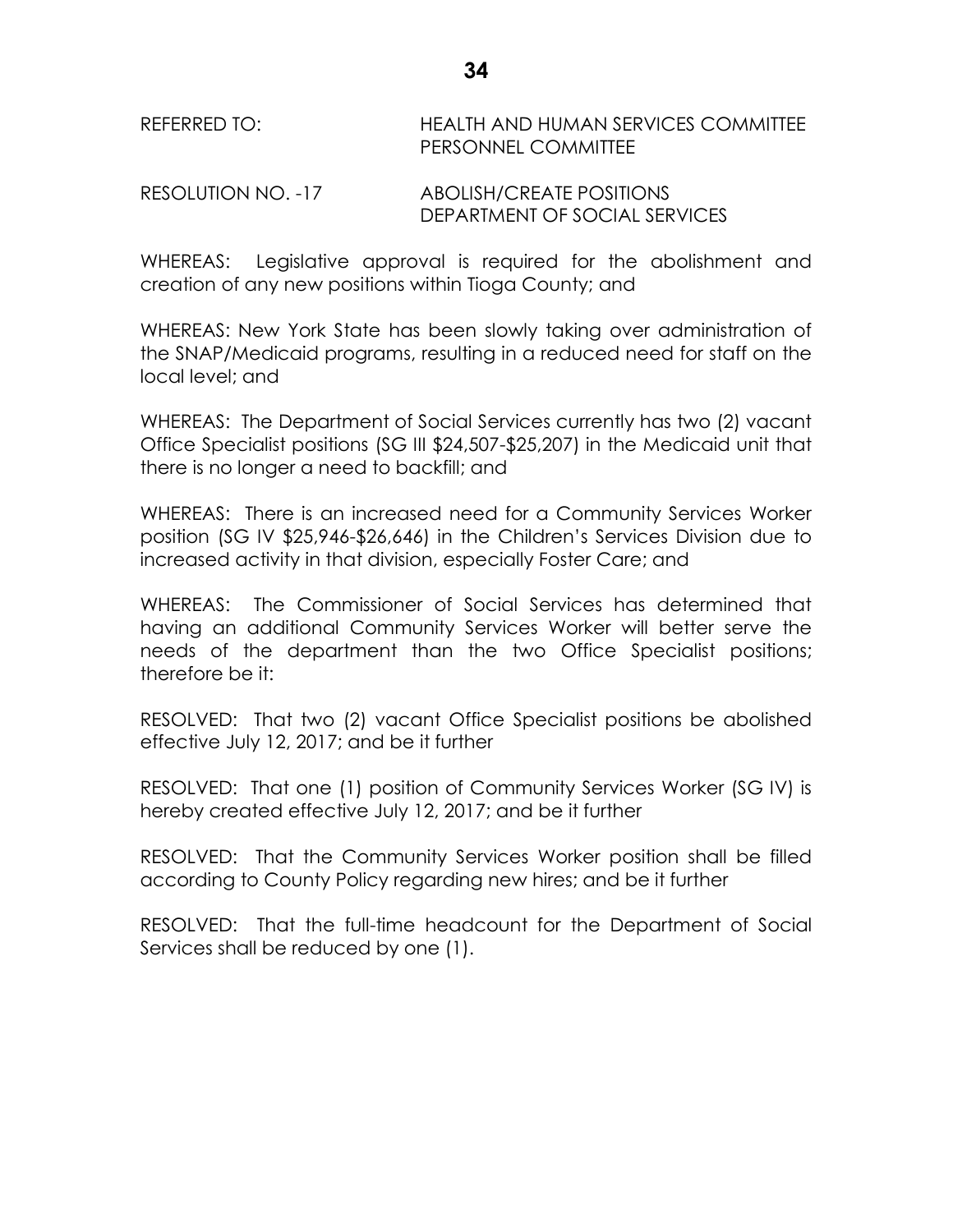REFERRED TO: HEALTH AND HUMAN SERVICES COMMITTEE
PERSONNEL COMMITTEE

RESOLUTION NO. -17 ABOLISH/CREATE POSITIONS
DEPARTMENT OF SOCIAL SERVICES

WHEREAS: Legislative approval is required for the abolishment and creation of any new positions within Tioga County; and

WHEREAS: New York State has been slowly taking over administration of the SNAP/Medicaid programs, resulting in a reduced need for staff on the local level; and

WHEREAS: The Department of Social Services currently has two (2) vacant Office Specialist positions (SG III $24,507-$25,207) in the Medicaid unit that there is no longer a need to backfill; and

WHEREAS: There is an increased need for a Community Services Worker position (SG IV $25,946-$26,646) in the Children's Services Division due to increased activity in that division, especially Foster Care; and

WHEREAS: The Commissioner of Social Services has determined that having an additional Community Services Worker will better serve the needs of the department than the two Office Specialist positions; therefore be it:

RESOLVED: That two (2) vacant Office Specialist positions be abolished effective July 12, 2017; and be it further

RESOLVED: That one (1) position of Community Services Worker (SG IV) is hereby created effective July 12, 2017; and be it further

RESOLVED: That the Community Services Worker position shall be filled according to County Policy regarding new hires; and be it further

RESOLVED: That the full-time headcount for the Department of Social Services shall be reduced by one (1).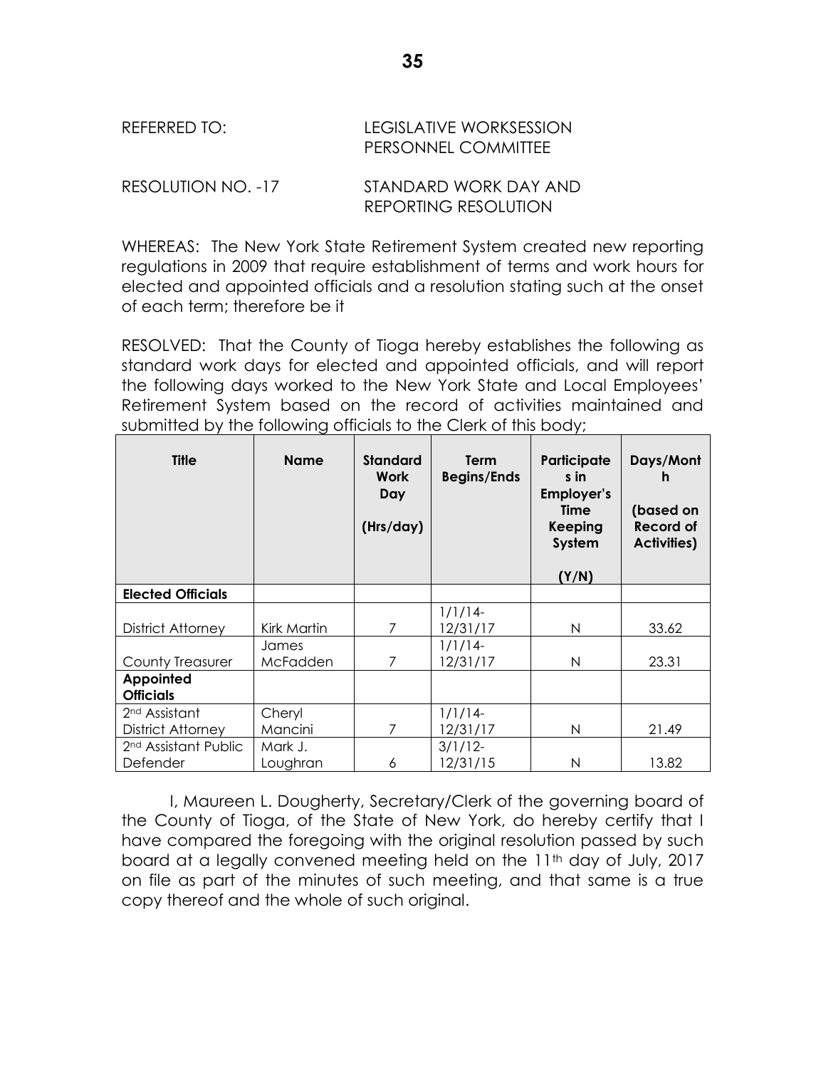REFERRED TO: LEGISLATIVE WORKSESSION
PERSONNEL COMMITTEE

RESOLUTION NO. -17 STANDARD WORK DAY AND REPORTING RESOLUTION

WHEREAS: The New York State Retirement System created new reporting regulations in 2009 that require establishment of terms and work hours for elected and appointed officials and a resolution stating such at the onset of each term; therefore be it

RESOLVED: That the County of Tioga hereby establishes the following as standard work days for elected and appointed officials, and will report the following days worked to the New York State and Local Employees' Retirement System based on the record of activities maintained and submitted by the following officials to the Clerk of this body;

| Title | Name | Standard Work Day (Hrs/day) | Term Begins/Ends | Participates in Employer's Time Keeping System (Y/N) | Days/Month (based on Record of Activities) |
|---|---|---|---|---|---|
| **Elected Officials** | | | | | |
| District Attorney | Kirk Martin | 7 | 1/1/14-12/31/17 | N | 33.62 |
| County Treasurer | James McFadden | 7 | 1/1/14-12/31/17 | N | 23.31 |
| **Appointed Officials** | | | | | |
| 2nd Assistant District Attorney | Cheryl Mancini | 7 | 1/1/14-12/31/17 | N | 21.49 |
| 2nd Assistant Public Defender | Mark J. Loughran | 6 | 3/1/12-12/31/15 | N | 13.82 |

I, Maureen L. Dougherty, Secretary/Clerk of the governing board of the County of Tioga, of the State of New York, do hereby certify that I have compared the foregoing with the original resolution passed by such board at a legally convened meeting held on the 11th day of July, 2017 on file as part of the minutes of such meeting, and that same is a true copy thereof and the whole of such original.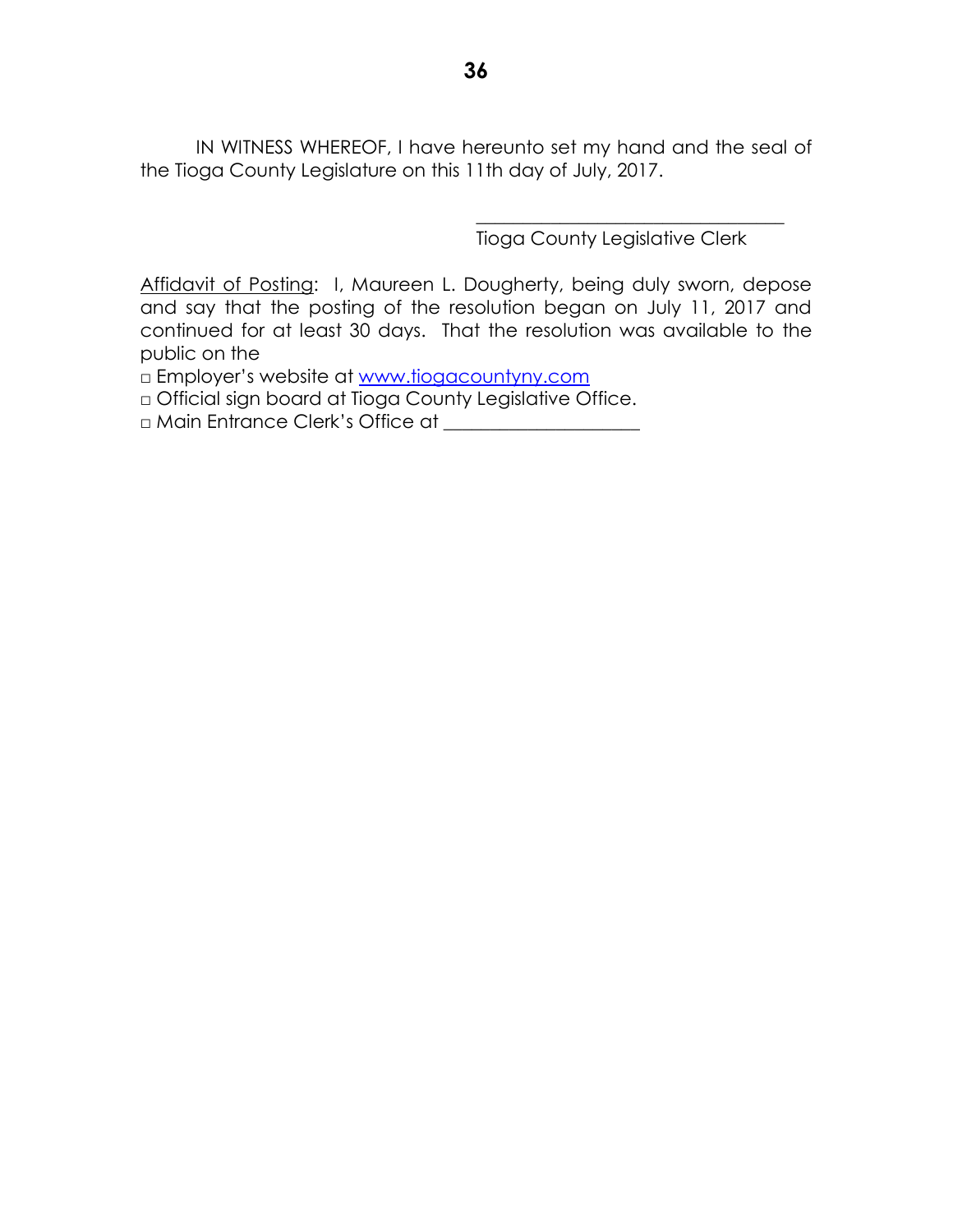IN WITNESS WHEREOF, I have hereunto set my hand and the seal of the Tioga County Legislature on this 11th day of July, 2017.

\_\_\_\_\_\_\_\_\_\_\_\_\_\_\_\_\_\_\_\_\_\_\_\_\_\_\_\_\_\_\_\_\_\_
Tioga County Legislative Clerk

Affidavit of Posting: I, Maureen L. Dougherty, being duly sworn, depose and say that the posting of the resolution began on July 11, 2017 and continued for at least 30 days. That the resolution was available to the public on the

□ Employer's website at [www.tiogacountyny.com](http://www.tiogacountyny.com)
□ Official sign board at Tioga County Legislative Office.
□ Main Entrance Clerk's Office at \_\_\_\_\_\_\_\_\_\_\_\_\_\_\_\_\_\_\_\_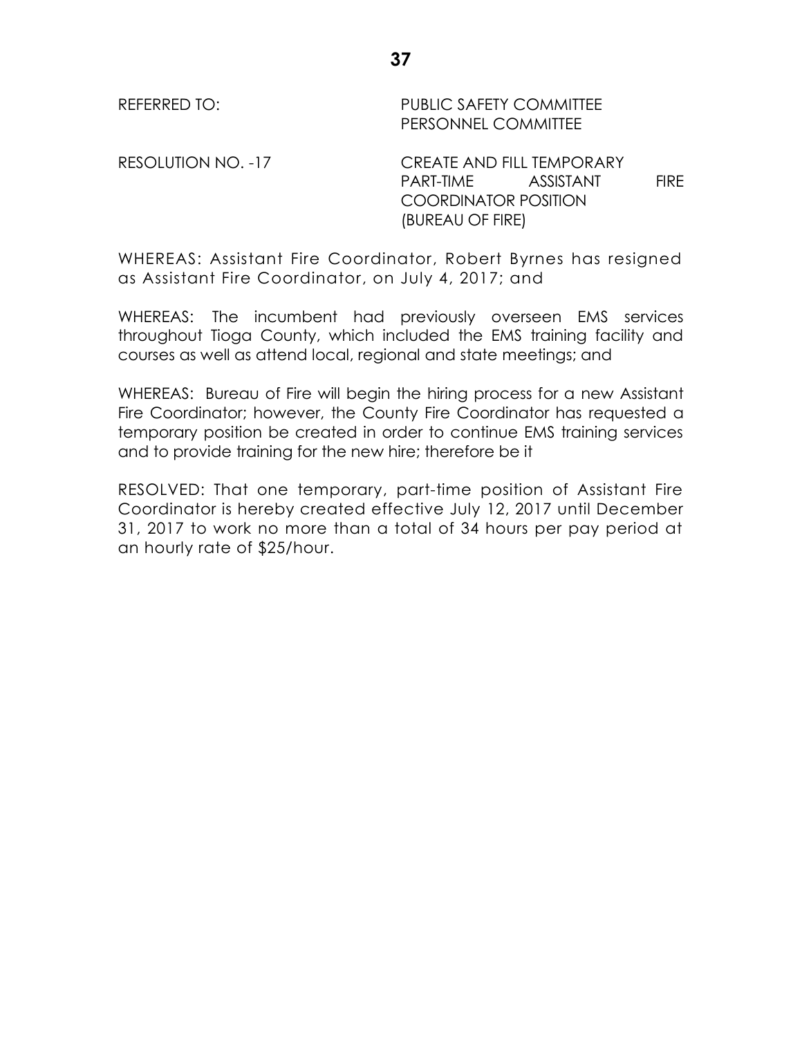REFERRED TO: PUBLIC SAFETY COMMITTEE
PERSONNEL COMMITTEE

RESOLUTION NO. -17 CREATE AND FILL TEMPORARY PART-TIME ASSISTANT FIRE COORDINATOR POSITION (BUREAU OF FIRE)

WHEREAS: Assistant Fire Coordinator, Robert Byrnes has resigned as Assistant Fire Coordinator, on July 4, 2017; and

WHEREAS: The incumbent had previously overseen EMS services throughout Tioga County, which included the EMS training facility and courses as well as attend local, regional and state meetings; and

WHEREAS: Bureau of Fire will begin the hiring process for a new Assistant Fire Coordinator; however, the County Fire Coordinator has requested a temporary position be created in order to continue EMS training services and to provide training for the new hire; therefore be it

RESOLVED: That one temporary, part-time position of Assistant Fire Coordinator is hereby created effective July 12, 2017 until December 31, 2017 to work no more than a total of 34 hours per pay period at an hourly rate of $25/hour.